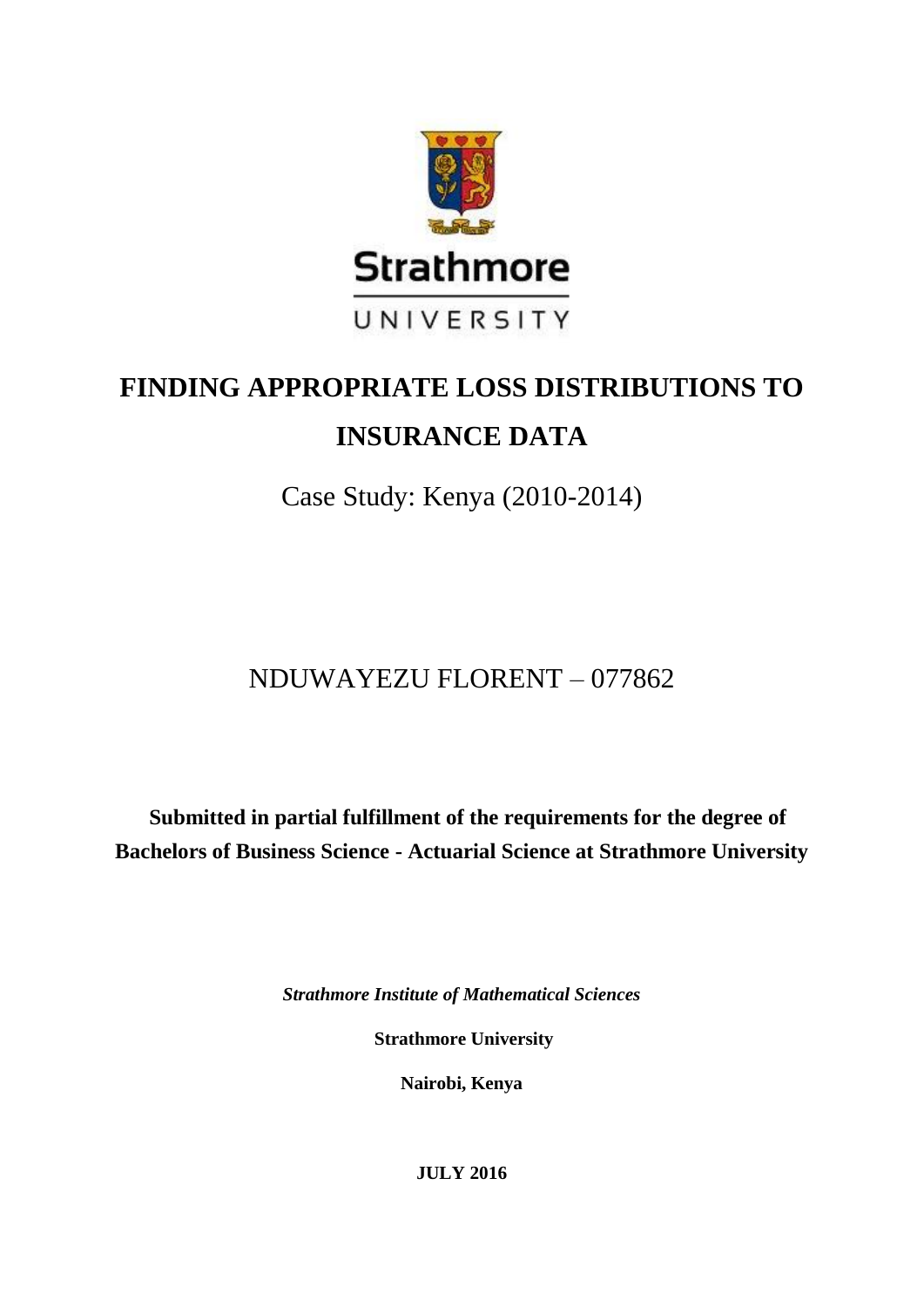Strathmore

UNIVERSITY

# FINDING APPROPRIATE LOSS DISTRIBUTIONS TO INSURANCE DATA

Case Study: Kenya (2010-2014)

NDUWAYEZU FLORENT – 077862

**Submitted in partial fulfillment of the requirements for the degree of Bachelors of Business Science - Actuarial Science at Strathmore University**

***Strathmore Institute of Mathematical Sciences***

**Strathmore University**

**Nairobi, Kenya**

**JULY 2016**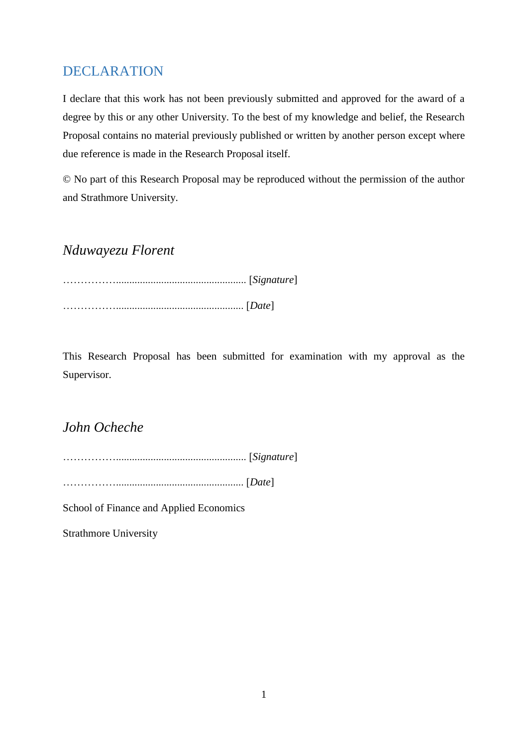## DECLARATION

I declare that this work has not been previously submitted and approved for the award of a degree by this or any other University. To the best of my knowledge and belief, the Research Proposal contains no material previously published or written by another person except where due reference is made in the Research Proposal itself.

© No part of this Research Proposal may be reproduced without the permission of the author and Strathmore University.

*Nduwayezu Florent*

……………................................................. [*Signature*]

……………................................................ [*Date*]

This Research Proposal has been submitted for examination with my approval as the Supervisor.

*John Ocheche*

……………................................................. [*Signature*]

……………................................................ [*Date*]

School of Finance and Applied Economics

Strathmore University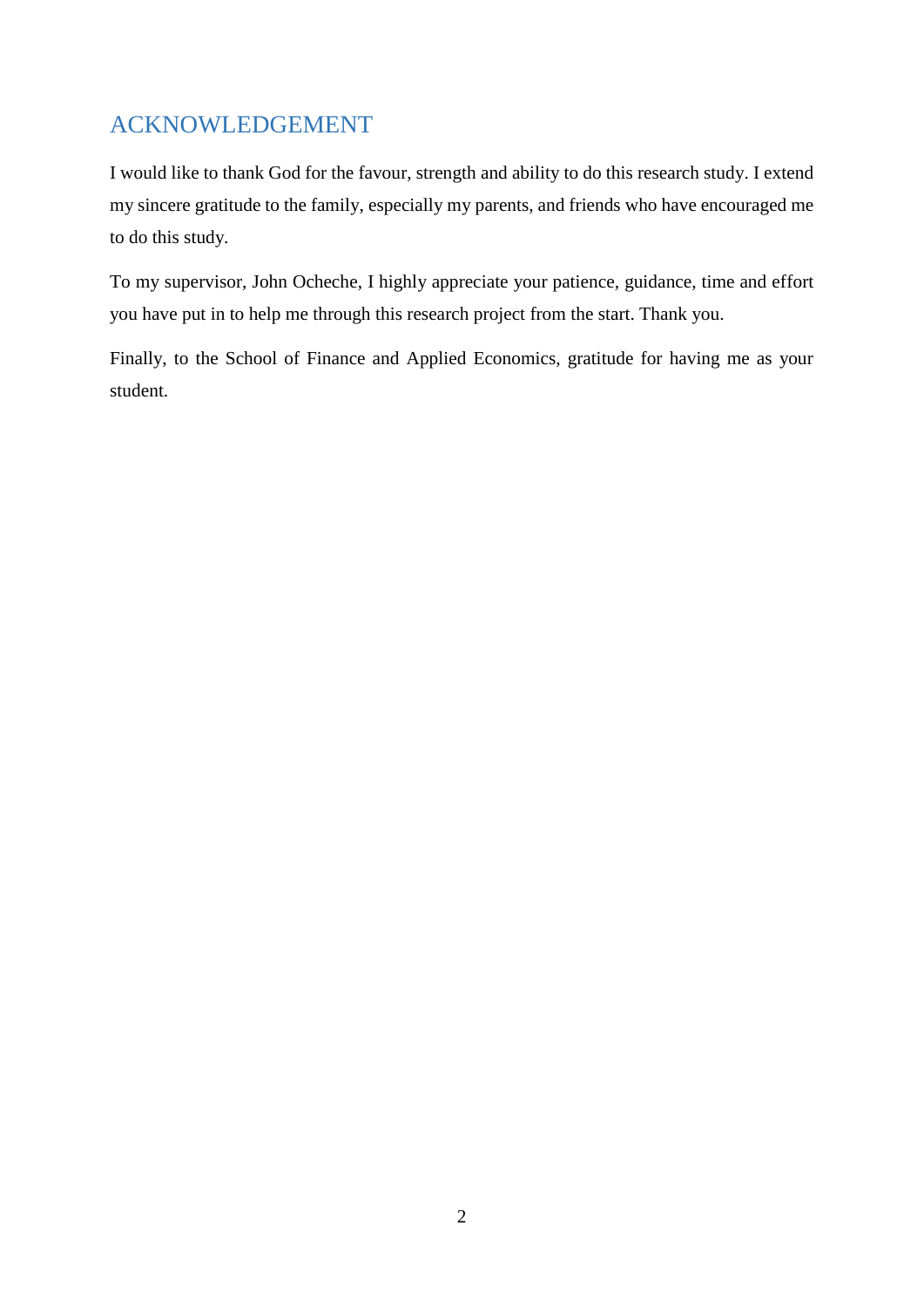# ACKNOWLEDGEMENT

I would like to thank God for the favour, strength and ability to do this research study. I extend my sincere gratitude to the family, especially my parents, and friends who have encouraged me to do this study.

To my supervisor, John Ocheche, I highly appreciate your patience, guidance, time and effort you have put in to help me through this research project from the start. Thank you.

Finally, to the School of Finance and Applied Economics, gratitude for having me as your student.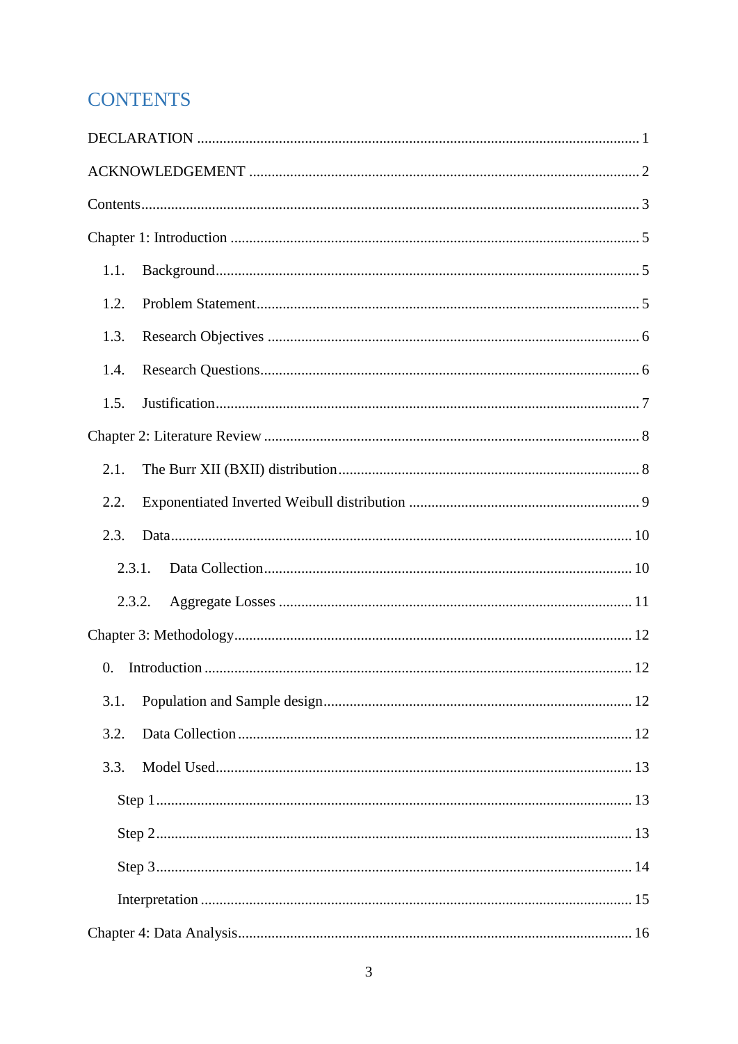# CONTENTS

DECLARATION .......................................................................................................... 1

ACKNOWLEDGEMENT ............................................................................................... 2

Contents...................................................................................................................... 3

Chapter 1: Introduction .............................................................................................. 5

- 1.1. Background........................................................................................................ 5
- 1.2. Problem Statement............................................................................................. 5
- 1.3. Research Objectives .......................................................................................... 6
- 1.4. Research Questions............................................................................................ 6
- 1.5. Justification........................................................................................................ 7

Chapter 2: Literature Review ..................................................................................... 8

- 2.1. The Burr XII (BXII) distribution...................................................................... 8
- 2.2. Exponentiated Inverted Weibull distribution .................................................. 9
- 2.3. Data.................................................................................................................. 10
  - 2.3.1. Data Collection............................................................................................ 10
  - 2.3.2. Aggregate Losses ........................................................................................ 11

Chapter 3: Methodology........................................................................................... 12

- 0. Introduction ...................................................................................................... 12
- 3.1. Population and Sample design......................................................................... 12
- 3.2. Data Collection ................................................................................................ 12
- 3.3. Model Used...................................................................................................... 13
  - Step 1 ............................................................................................................... 13
  - Step 2 ............................................................................................................... 13
  - Step 3 ............................................................................................................... 14
  - Interpretation .................................................................................................... 15

Chapter 4: Data Analysis.......................................................................................... 16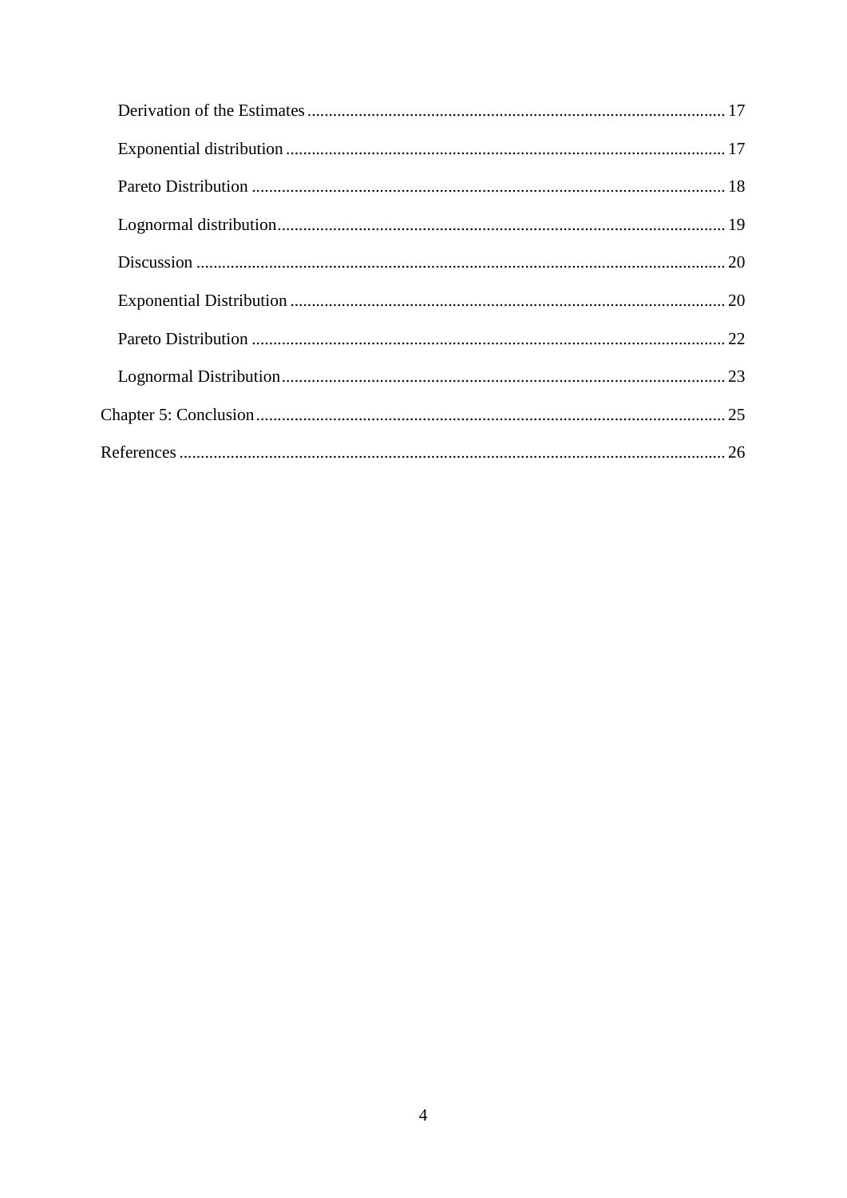Derivation of the Estimates ........................................................................................ 17

Exponential distribution ............................................................................................. 17

Pareto Distribution ..................................................................................................... 18

Lognormal distribution ................................................................................................ 19

Discussion ................................................................................................................... 20

Exponential Distribution .............................................................................................. 20

Pareto Distribution ..................................................................................................... 22

Lognormal Distribution ................................................................................................ 23

Chapter 5: Conclusion ..................................................................................................... 25

References ..................................................................................................................... 26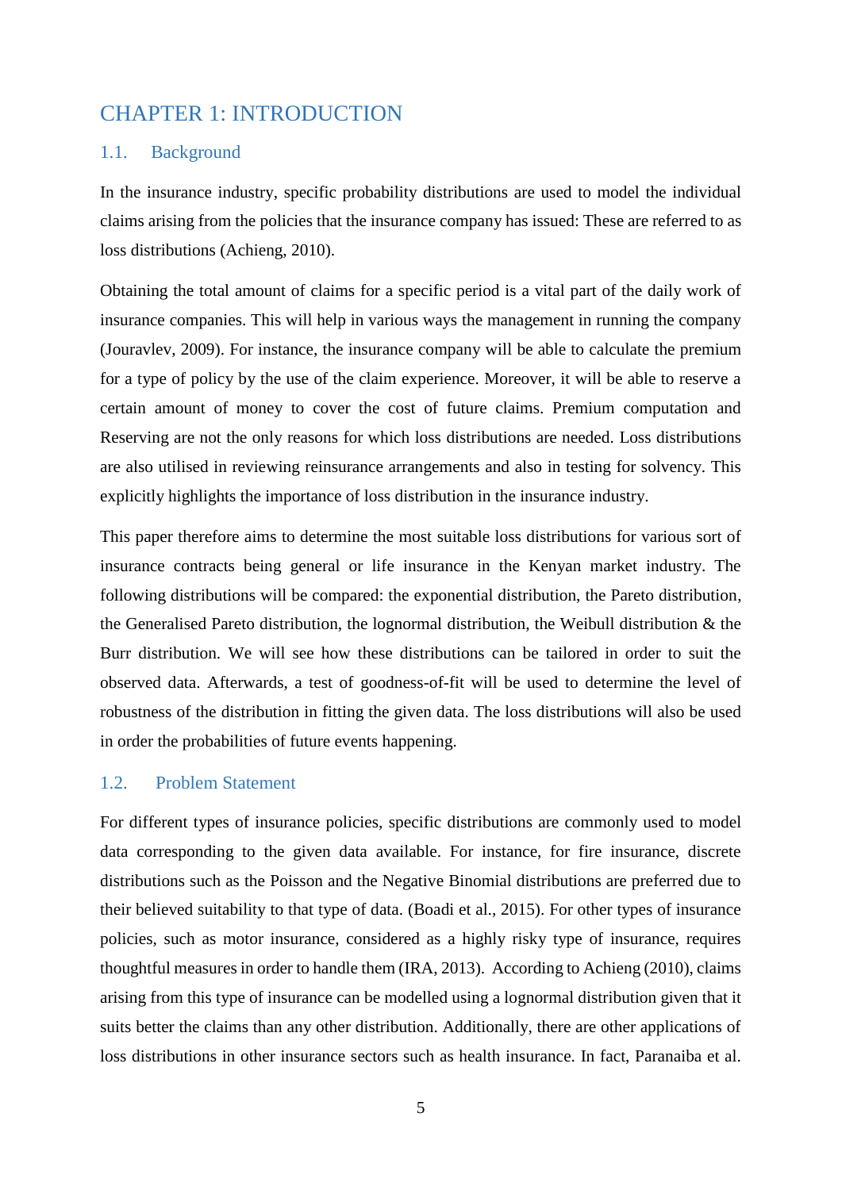# CHAPTER 1: INTRODUCTION

## 1.1. Background

In the insurance industry, specific probability distributions are used to model the individual claims arising from the policies that the insurance company has issued: These are referred to as loss distributions (Achieng, 2010).

Obtaining the total amount of claims for a specific period is a vital part of the daily work of insurance companies. This will help in various ways the management in running the company (Jouravlev, 2009). For instance, the insurance company will be able to calculate the premium for a type of policy by the use of the claim experience. Moreover, it will be able to reserve a certain amount of money to cover the cost of future claims. Premium computation and Reserving are not the only reasons for which loss distributions are needed. Loss distributions are also utilised in reviewing reinsurance arrangements and also in testing for solvency. This explicitly highlights the importance of loss distribution in the insurance industry.

This paper therefore aims to determine the most suitable loss distributions for various sort of insurance contracts being general or life insurance in the Kenyan market industry. The following distributions will be compared: the exponential distribution, the Pareto distribution, the Generalised Pareto distribution, the lognormal distribution, the Weibull distribution & the Burr distribution. We will see how these distributions can be tailored in order to suit the observed data. Afterwards, a test of goodness-of-fit will be used to determine the level of robustness of the distribution in fitting the given data. The loss distributions will also be used in order the probabilities of future events happening.

## 1.2. Problem Statement

For different types of insurance policies, specific distributions are commonly used to model data corresponding to the given data available. For instance, for fire insurance, discrete distributions such as the Poisson and the Negative Binomial distributions are preferred due to their believed suitability to that type of data. (Boadi et al., 2015). For other types of insurance policies, such as motor insurance, considered as a highly risky type of insurance, requires thoughtful measures in order to handle them (IRA, 2013). According to Achieng (2010), claims arising from this type of insurance can be modelled using a lognormal distribution given that it suits better the claims than any other distribution. Additionally, there are other applications of loss distributions in other insurance sectors such as health insurance. In fact, Paranaiba et al.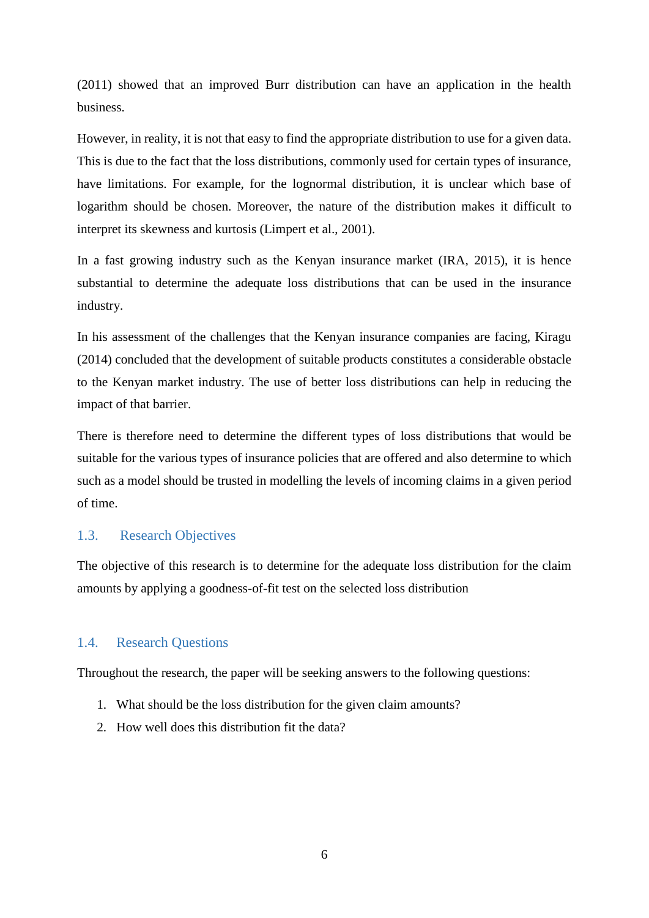(2011) showed that an improved Burr distribution can have an application in the health business.

However, in reality, it is not that easy to find the appropriate distribution to use for a given data. This is due to the fact that the loss distributions, commonly used for certain types of insurance, have limitations. For example, for the lognormal distribution, it is unclear which base of logarithm should be chosen. Moreover, the nature of the distribution makes it difficult to interpret its skewness and kurtosis (Limpert et al., 2001).

In a fast growing industry such as the Kenyan insurance market (IRA, 2015), it is hence substantial to determine the adequate loss distributions that can be used in the insurance industry.

In his assessment of the challenges that the Kenyan insurance companies are facing, Kiragu (2014) concluded that the development of suitable products constitutes a considerable obstacle to the Kenyan market industry. The use of better loss distributions can help in reducing the impact of that barrier.

There is therefore need to determine the different types of loss distributions that would be suitable for the various types of insurance policies that are offered and also determine to which such as a model should be trusted in modelling the levels of incoming claims in a given period of time.

## 1.3. Research Objectives

The objective of this research is to determine for the adequate loss distribution for the claim amounts by applying a goodness-of-fit test on the selected loss distribution

## 1.4. Research Questions

Throughout the research, the paper will be seeking answers to the following questions:

1. What should be the loss distribution for the given claim amounts?
2. How well does this distribution fit the data?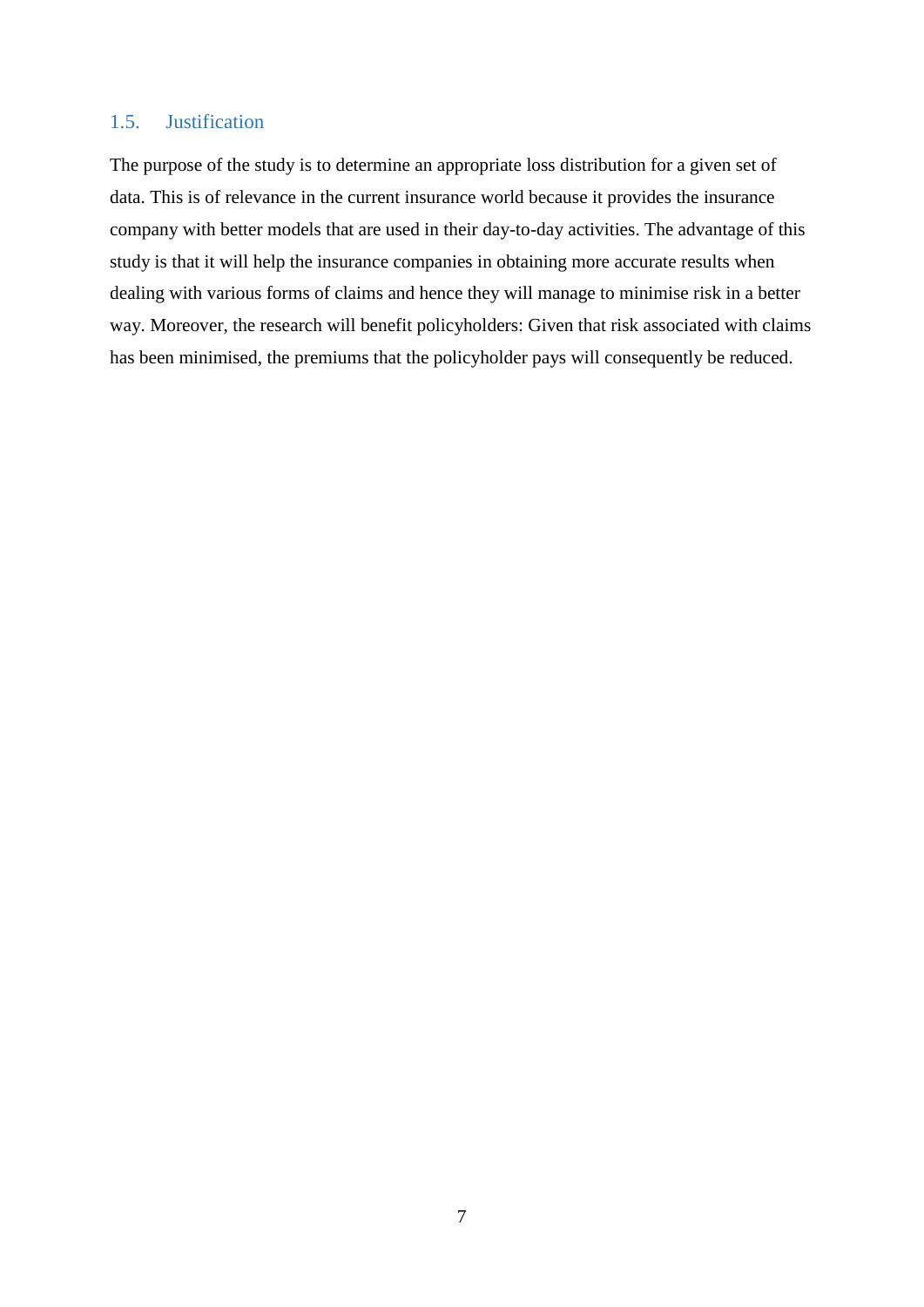## 1.5. Justification

The purpose of the study is to determine an appropriate loss distribution for a given set of data. This is of relevance in the current insurance world because it provides the insurance company with better models that are used in their day-to-day activities. The advantage of this study is that it will help the insurance companies in obtaining more accurate results when dealing with various forms of claims and hence they will manage to minimise risk in a better way. Moreover, the research will benefit policyholders: Given that risk associated with claims has been minimised, the premiums that the policyholder pays will consequently be reduced.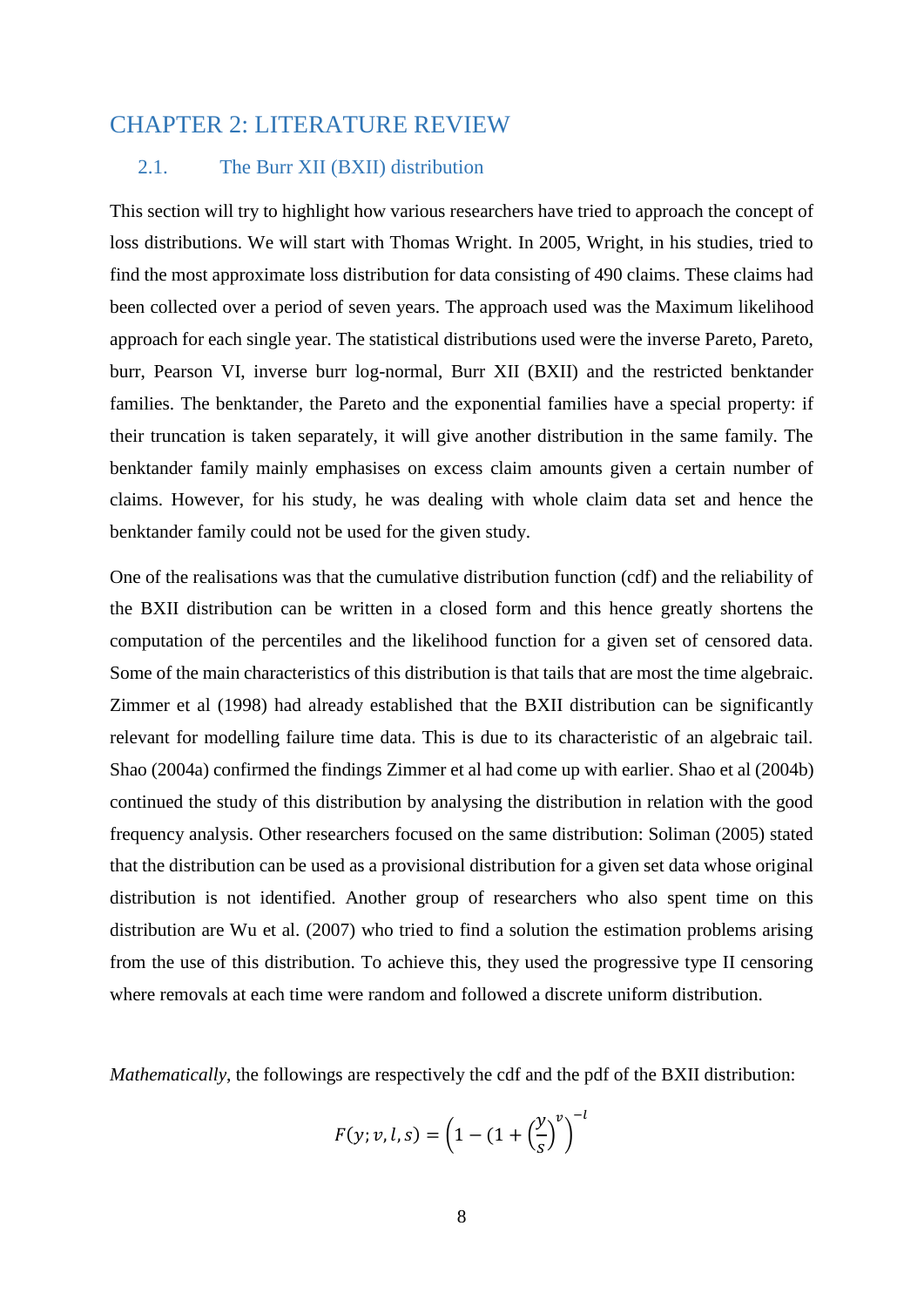# CHAPTER 2: LITERATURE REVIEW

## 2.1. The Burr XII (BXII) distribution

This section will try to highlight how various researchers have tried to approach the concept of loss distributions. We will start with Thomas Wright. In 2005, Wright, in his studies, tried to find the most approximate loss distribution for data consisting of 490 claims. These claims had been collected over a period of seven years. The approach used was the Maximum likelihood approach for each single year. The statistical distributions used were the inverse Pareto, Pareto, burr, Pearson VI, inverse burr log-normal, Burr XII (BXII) and the restricted benktander families. The benktander, the Pareto and the exponential families have a special property: if their truncation is taken separately, it will give another distribution in the same family. The benktander family mainly emphasises on excess claim amounts given a certain number of claims. However, for his study, he was dealing with whole claim data set and hence the benktander family could not be used for the given study.

One of the realisations was that the cumulative distribution function (cdf) and the reliability of the BXII distribution can be written in a closed form and this hence greatly shortens the computation of the percentiles and the likelihood function for a given set of censored data. Some of the main characteristics of this distribution is that tails that are most the time algebraic. Zimmer et al (1998) had already established that the BXII distribution can be significantly relevant for modelling failure time data. This is due to its characteristic of an algebraic tail. Shao (2004a) confirmed the findings Zimmer et al had come up with earlier. Shao et al (2004b) continued the study of this distribution by analysing the distribution in relation with the good frequency analysis. Other researchers focused on the same distribution: Soliman (2005) stated that the distribution can be used as a provisional distribution for a given set data whose original distribution is not identified. Another group of researchers who also spent time on this distribution are Wu et al. (2007) who tried to find a solution the estimation problems arising from the use of this distribution. To achieve this, they used the progressive type II censoring where removals at each time were random and followed a discrete uniform distribution.

*Mathematically*, the followings are respectively the cdf and the pdf of the BXII distribution:

$$F(y; v, l, s) = \left(1 - (1 + \left(\frac{y}{s}\right)^{v}\right)^{-l}$$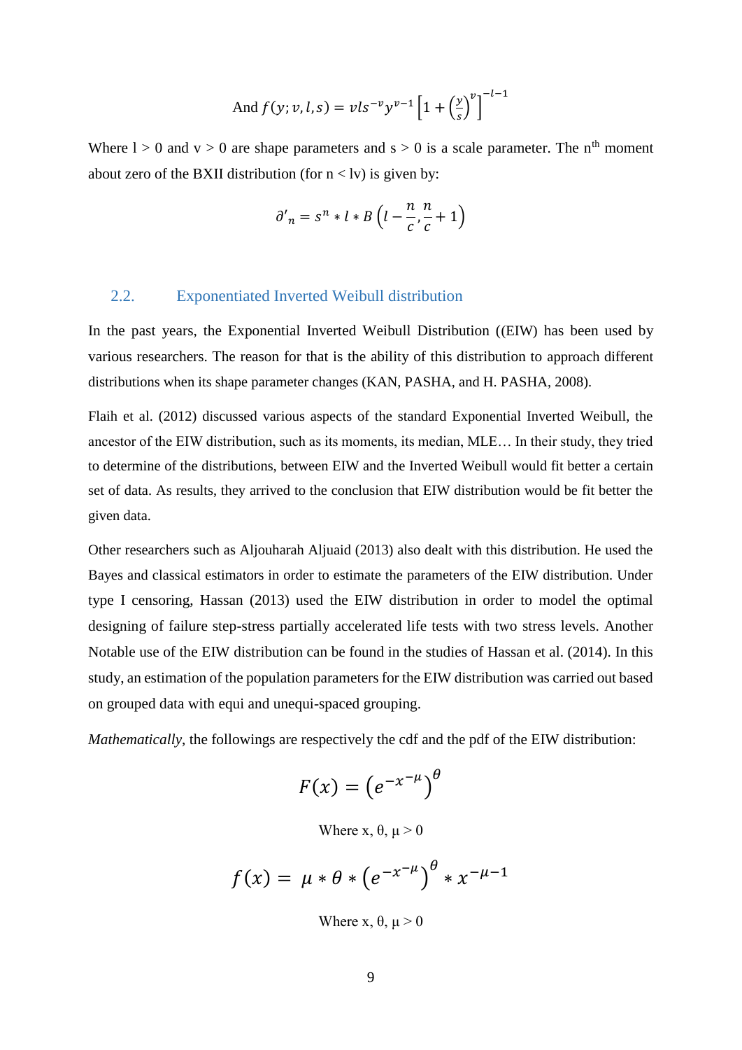$$\text{And } f(y; v, l, s) = vls^{-v}y^{v-1}\left[1+\left(\frac{y}{s}\right)^{v}\right]^{-l-1}$$

Where l > 0 and v > 0 are shape parameters and s > 0 is a scale parameter. The $n^{th}$ moment about zero of the BXII distribution (for n < lv) is given by:

$$\partial'_n = s^n * l * B\left(l - \frac{n}{c}, \frac{n}{c} + 1\right)$$

### 2.2. Exponentiated Inverted Weibull distribution

In the past years, the Exponential Inverted Weibull Distribution ((EIW) has been used by various researchers. The reason for that is the ability of this distribution to approach different distributions when its shape parameter changes (KAN, PASHA, and H. PASHA, 2008).

Flaih et al. (2012) discussed various aspects of the standard Exponential Inverted Weibull, the ancestor of the EIW distribution, such as its moments, its median, MLE… In their study, they tried to determine of the distributions, between EIW and the Inverted Weibull would fit better a certain set of data. As results, they arrived to the conclusion that EIW distribution would be fit better the given data.

Other researchers such as Aljouharah Aljuaid (2013) also dealt with this distribution. He used the Bayes and classical estimators in order to estimate the parameters of the EIW distribution. Under type I censoring, Hassan (2013) used the EIW distribution in order to model the optimal designing of failure step-stress partially accelerated life tests with two stress levels. Another Notable use of the EIW distribution can be found in the studies of Hassan et al. (2014). In this study, an estimation of the population parameters for the EIW distribution was carried out based on grouped data with equi and unequi-spaced grouping.

*Mathematically*, the followings are respectively the cdf and the pdf of the EIW distribution:

$$F(x) = \left(e^{-x^{-\mu}}\right)^{\theta}$$

Where x, θ, μ > 0

$$f(x) = \mu * \theta * \left(e^{-x^{-\mu}}\right)^{\theta} * x^{-\mu-1}$$

Where x, θ, μ > 0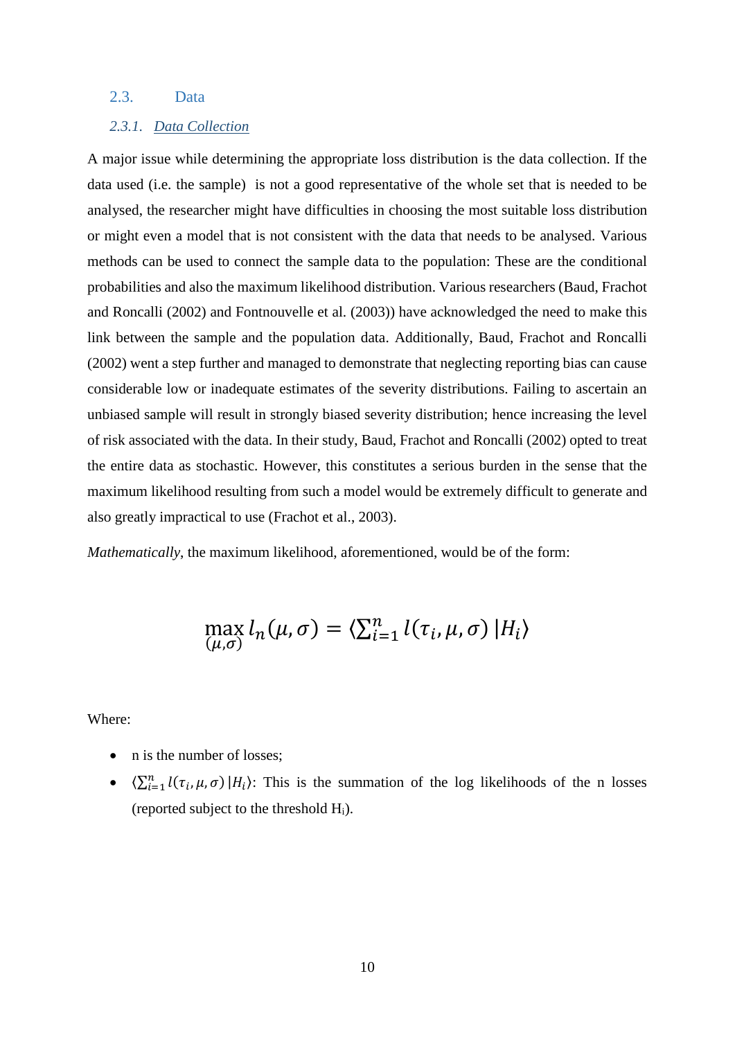## 2.3. Data

### *2.3.1. Data Collection*

A major issue while determining the appropriate loss distribution is the data collection. If the data used (i.e. the sample) is not a good representative of the whole set that is needed to be analysed, the researcher might have difficulties in choosing the most suitable loss distribution or might even a model that is not consistent with the data that needs to be analysed. Various methods can be used to connect the sample data to the population: These are the conditional probabilities and also the maximum likelihood distribution. Various researchers (Baud, Frachot and Roncalli (2002) and Fontnouvelle et al. (2003)) have acknowledged the need to make this link between the sample and the population data. Additionally, Baud, Frachot and Roncalli (2002) went a step further and managed to demonstrate that neglecting reporting bias can cause considerable low or inadequate estimates of the severity distributions. Failing to ascertain an unbiased sample will result in strongly biased severity distribution; hence increasing the level of risk associated with the data. In their study, Baud, Frachot and Roncalli (2002) opted to treat the entire data as stochastic. However, this constitutes a serious burden in the sense that the maximum likelihood resulting from such a model would be extremely difficult to generate and also greatly impractical to use (Frachot et al., 2003).

*Mathematically*, the maximum likelihood, aforementioned, would be of the form:

$$\max_{(\mu,\sigma)} l_n(\mu, \sigma) = \langle \textstyle\sum_{i=1}^{n} l(\tau_i, \mu, \sigma) \,|H_i\rangle$$

Where:

- n is the number of losses;
- $\langle \sum_{i=1}^{n} l(\tau_i, \mu, \sigma) \,|H_i\rangle$: This is the summation of the log likelihoods of the n losses (reported subject to the threshold $H_i$).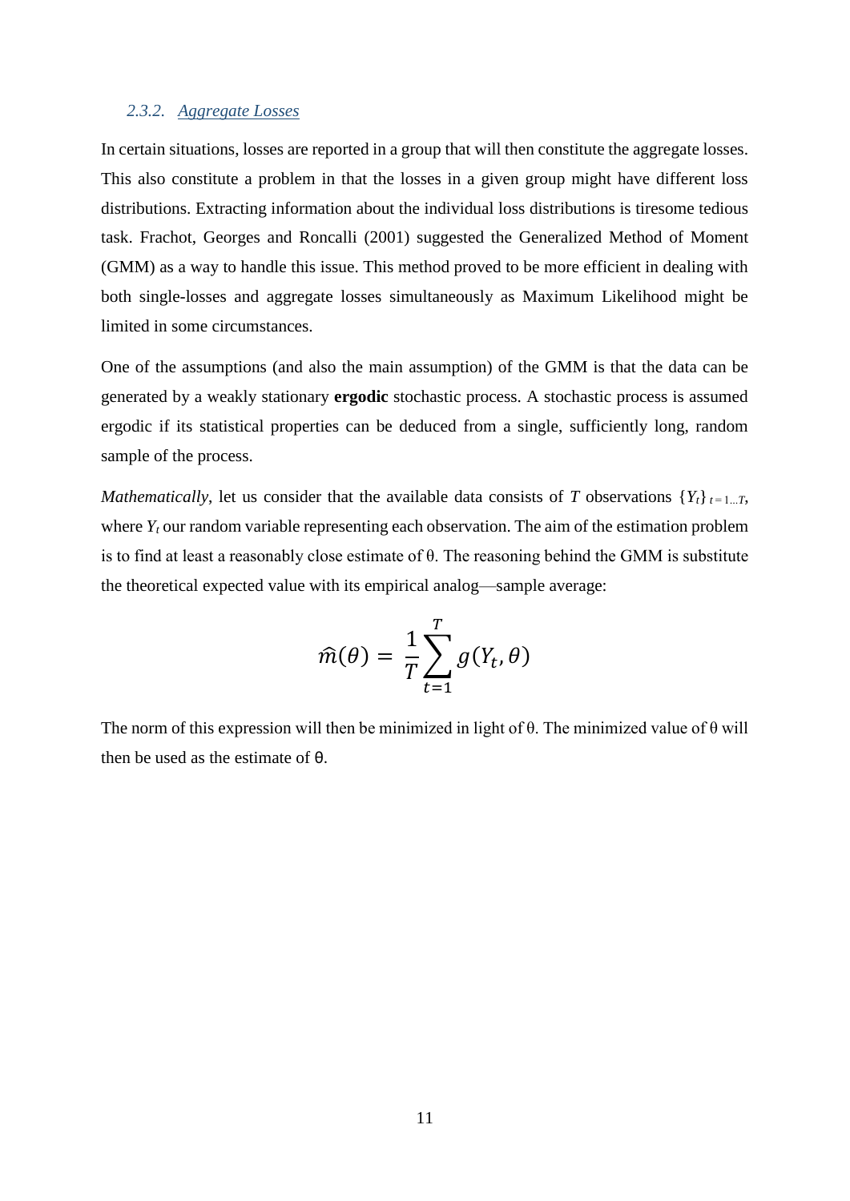### 2.3.2. Aggregate Losses

In certain situations, losses are reported in a group that will then constitute the aggregate losses. This also constitute a problem in that the losses in a given group might have different loss distributions. Extracting information about the individual loss distributions is tiresome tedious task. Frachot, Georges and Roncalli (2001) suggested the Generalized Method of Moment (GMM) as a way to handle this issue. This method proved to be more efficient in dealing with both single-losses and aggregate losses simultaneously as Maximum Likelihood might be limited in some circumstances.

One of the assumptions (and also the main assumption) of the GMM is that the data can be generated by a weakly stationary **ergodic** stochastic process. A stochastic process is assumed ergodic if its statistical properties can be deduced from a single, sufficiently long, random sample of the process.

*Mathematically*, let us consider that the available data consists of $T$ observations $\{Y_t\}_{t=1...T}$, where $Y_t$ our random variable representing each observation. The aim of the estimation problem is to find at least a reasonably close estimate of θ. The reasoning behind the GMM is substitute the theoretical expected value with its empirical analog—sample average:

$$\hat{m}(\theta) = \frac{1}{T}\sum_{t=1}^{T} g(Y_t, \theta)$$

The norm of this expression will then be minimized in light of θ. The minimized value of θ will then be used as the estimate of θ.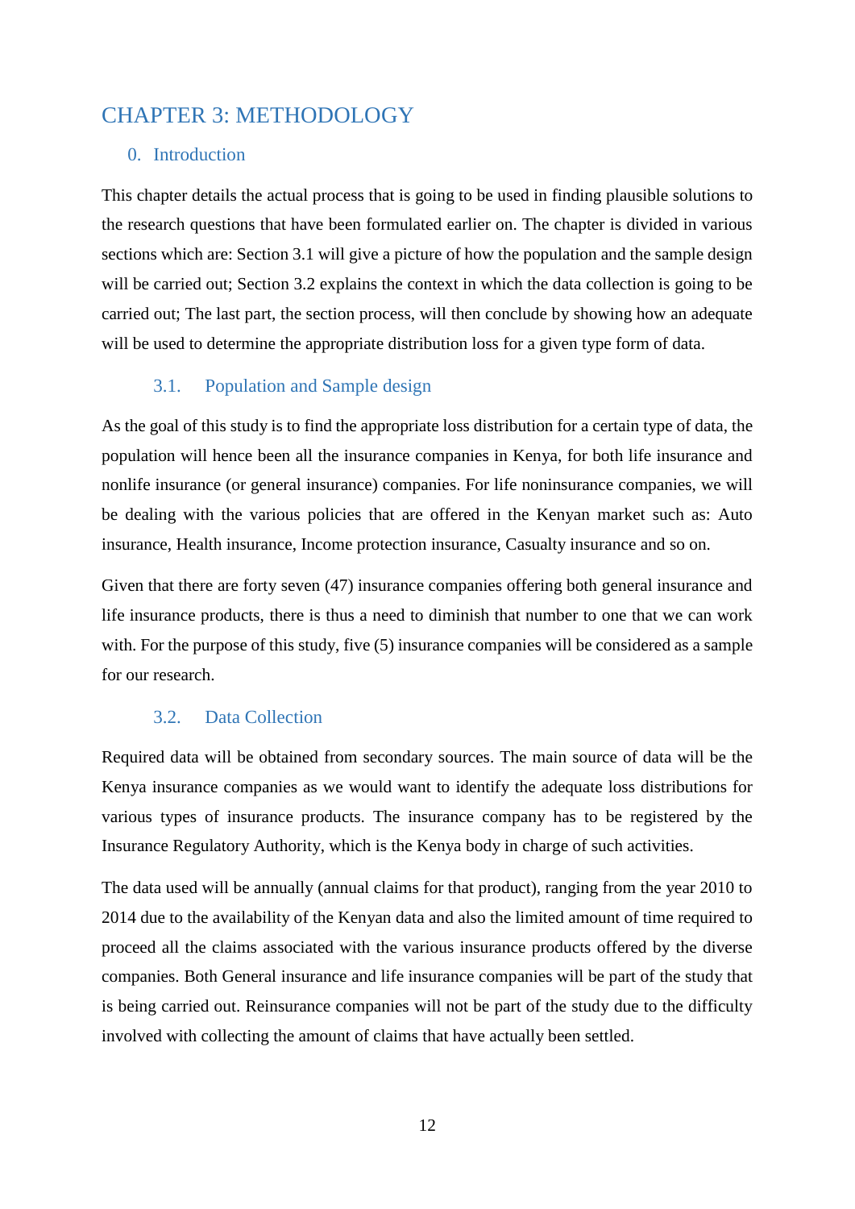# CHAPTER 3: METHODOLOGY

## 0. Introduction

This chapter details the actual process that is going to be used in finding plausible solutions to the research questions that have been formulated earlier on. The chapter is divided in various sections which are: Section 3.1 will give a picture of how the population and the sample design will be carried out; Section 3.2 explains the context in which the data collection is going to be carried out; The last part, the section process, will then conclude by showing how an adequate will be used to determine the appropriate distribution loss for a given type form of data.

### 3.1. Population and Sample design

As the goal of this study is to find the appropriate loss distribution for a certain type of data, the population will hence been all the insurance companies in Kenya, for both life insurance and nonlife insurance (or general insurance) companies. For life noninsurance companies, we will be dealing with the various policies that are offered in the Kenyan market such as: Auto insurance, Health insurance, Income protection insurance, Casualty insurance and so on.

Given that there are forty seven (47) insurance companies offering both general insurance and life insurance products, there is thus a need to diminish that number to one that we can work with. For the purpose of this study, five (5) insurance companies will be considered as a sample for our research.

### 3.2. Data Collection

Required data will be obtained from secondary sources. The main source of data will be the Kenya insurance companies as we would want to identify the adequate loss distributions for various types of insurance products. The insurance company has to be registered by the Insurance Regulatory Authority, which is the Kenya body in charge of such activities.

The data used will be annually (annual claims for that product), ranging from the year 2010 to 2014 due to the availability of the Kenyan data and also the limited amount of time required to proceed all the claims associated with the various insurance products offered by the diverse companies. Both General insurance and life insurance companies will be part of the study that is being carried out. Reinsurance companies will not be part of the study due to the difficulty involved with collecting the amount of claims that have actually been settled.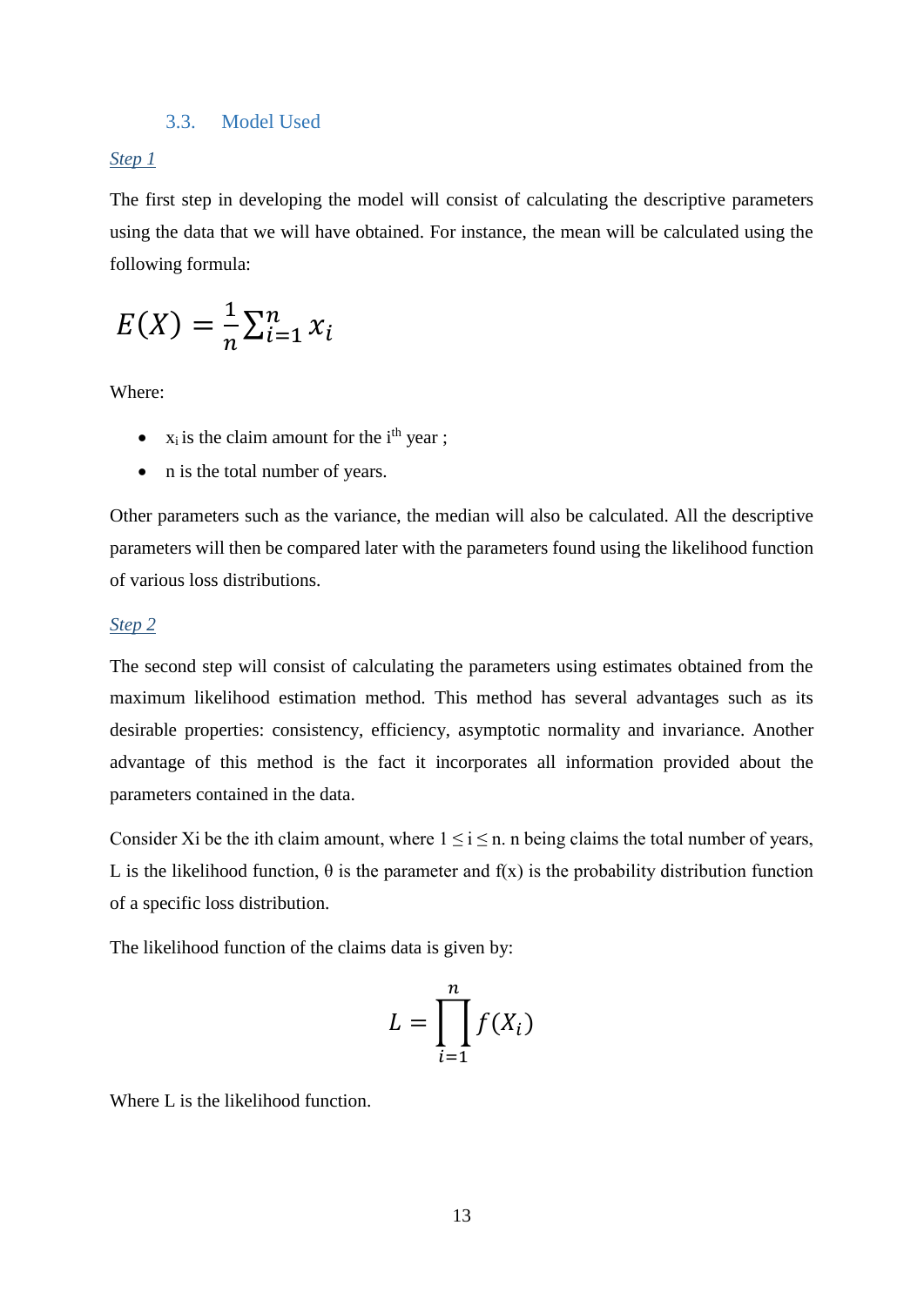### 3.3. Model Used

*Step 1*

The first step in developing the model will consist of calculating the descriptive parameters using the data that we will have obtained. For instance, the mean will be calculated using the following formula:

$$E(X) = \frac{1}{n}\sum_{i=1}^{n} x_i$$

Where:

- $x_i$ is the claim amount for the $i^{th}$ year ;
- n is the total number of years.

Other parameters such as the variance, the median will also be calculated. All the descriptive parameters will then be compared later with the parameters found using the likelihood function of various loss distributions.

*Step 2*

The second step will consist of calculating the parameters using estimates obtained from the maximum likelihood estimation method. This method has several advantages such as its desirable properties: consistency, efficiency, asymptotic normality and invariance. Another advantage of this method is the fact it incorporates all information provided about the parameters contained in the data.

Consider $X_i$ be the ith claim amount, where $1 \leq i \leq n$. n being claims the total number of years, L is the likelihood function, θ is the parameter and f(x) is the probability distribution function of a specific loss distribution.

The likelihood function of the claims data is given by:

$$L = \prod_{i=1}^{n} f(X_i)$$

Where L is the likelihood function.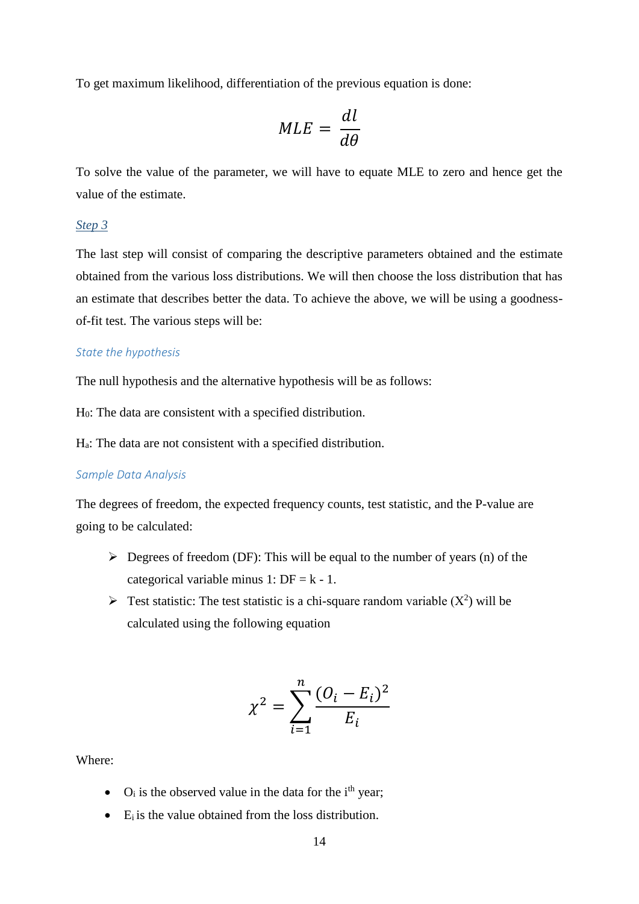To get maximum likelihood, differentiation of the previous equation is done:

$$MLE = \frac{dl}{d\theta}$$

To solve the value of the parameter, we will have to equate MLE to zero and hence get the value of the estimate.

### *Step 3*

The last step will consist of comparing the descriptive parameters obtained and the estimate obtained from the various loss distributions. We will then choose the loss distribution that has an estimate that describes better the data. To achieve the above, we will be using a goodness-of-fit test. The various steps will be:

#### *State the hypothesis*

The null hypothesis and the alternative hypothesis will be as follows:

$H_0$: The data are consistent with a specified distribution.

$H_a$: The data are not consistent with a specified distribution.

#### *Sample Data Analysis*

The degrees of freedom, the expected frequency counts, test statistic, and the P-value are going to be calculated:

- Degrees of freedom (DF): This will be equal to the number of years (n) of the categorical variable minus 1: DF = k - 1.
- Test statistic: The test statistic is a chi-square random variable ($X^2$) will be calculated using the following equation

$$\chi^2 = \sum_{i=1}^{n} \frac{(O_i - E_i)^2}{E_i}$$

Where:

- $O_i$ is the observed value in the data for the i[th] year;
- $E_i$ is the value obtained from the loss distribution.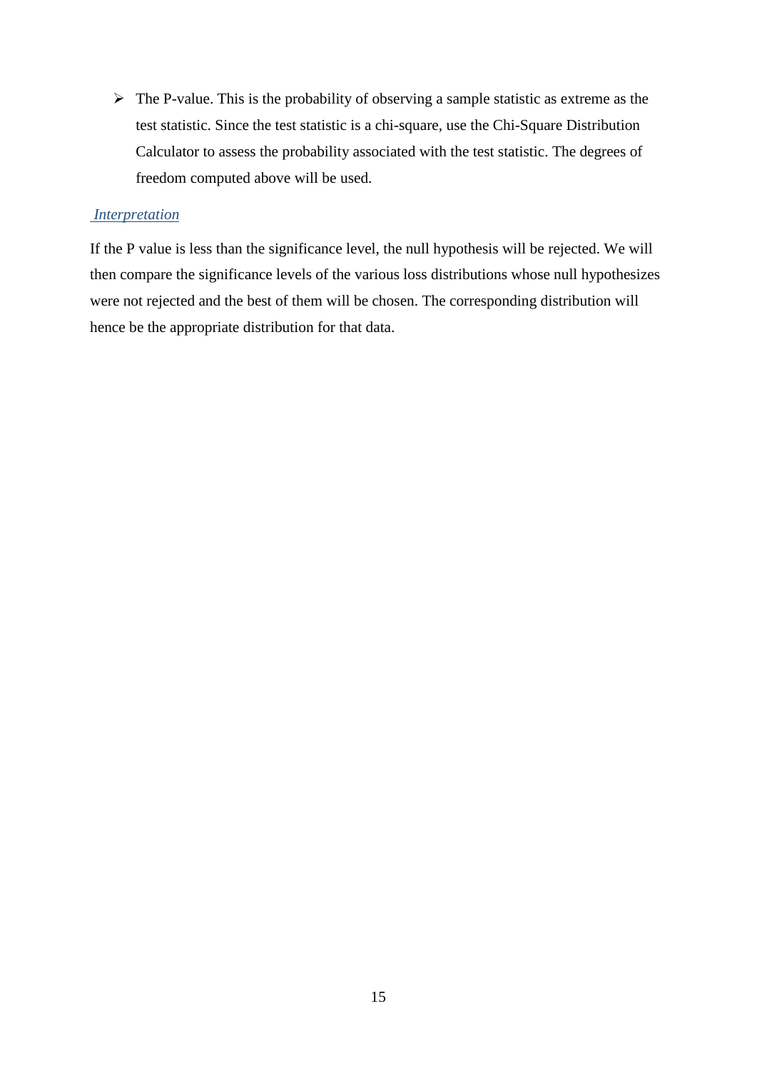- The P-value. This is the probability of observing a sample statistic as extreme as the test statistic. Since the test statistic is a chi-square, use the Chi-Square Distribution Calculator to assess the probability associated with the test statistic. The degrees of freedom computed above will be used.

### *Interpretation*

If the P value is less than the significance level, the null hypothesis will be rejected. We will then compare the significance levels of the various loss distributions whose null hypothesizes were not rejected and the best of them will be chosen. The corresponding distribution will hence be the appropriate distribution for that data.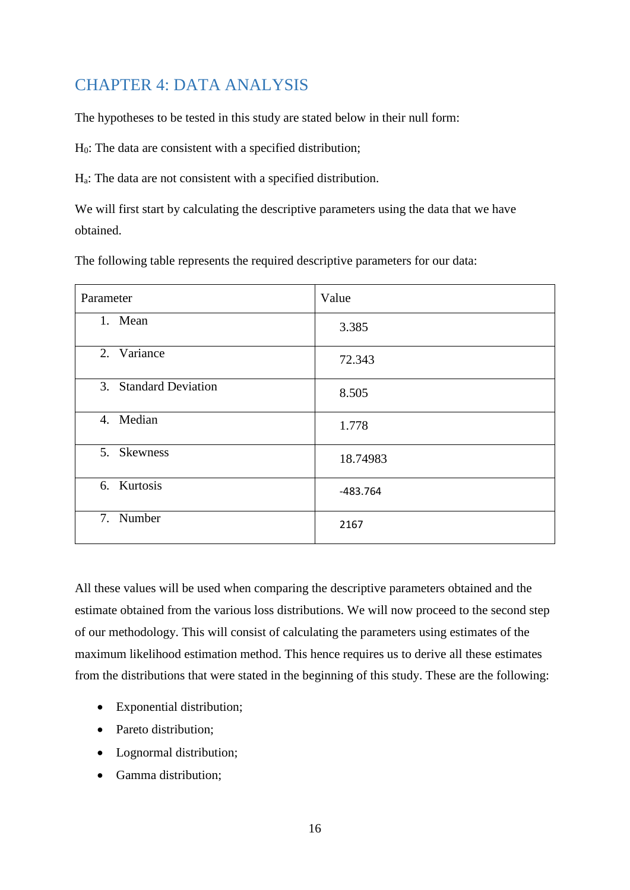# CHAPTER 4: DATA ANALYSIS

The hypotheses to be tested in this study are stated below in their null form:

$H_0$: The data are consistent with a specified distribution;

$H_a$: The data are not consistent with a specified distribution.

We will first start by calculating the descriptive parameters using the data that we have obtained.

The following table represents the required descriptive parameters for our data:

| Parameter | Value |
|---|---|
| 1. Mean | 3.385 |
| 2. Variance | 72.343 |
| 3. Standard Deviation | 8.505 |
| 4. Median | 1.778 |
| 5. Skewness | 18.74983 |
| 6. Kurtosis | -483.764 |
| 7. Number | 2167 |

All these values will be used when comparing the descriptive parameters obtained and the estimate obtained from the various loss distributions. We will now proceed to the second step of our methodology. This will consist of calculating the parameters using estimates of the maximum likelihood estimation method. This hence requires us to derive all these estimates from the distributions that were stated in the beginning of this study. These are the following:

- Exponential distribution;
- Pareto distribution;
- Lognormal distribution;
- Gamma distribution;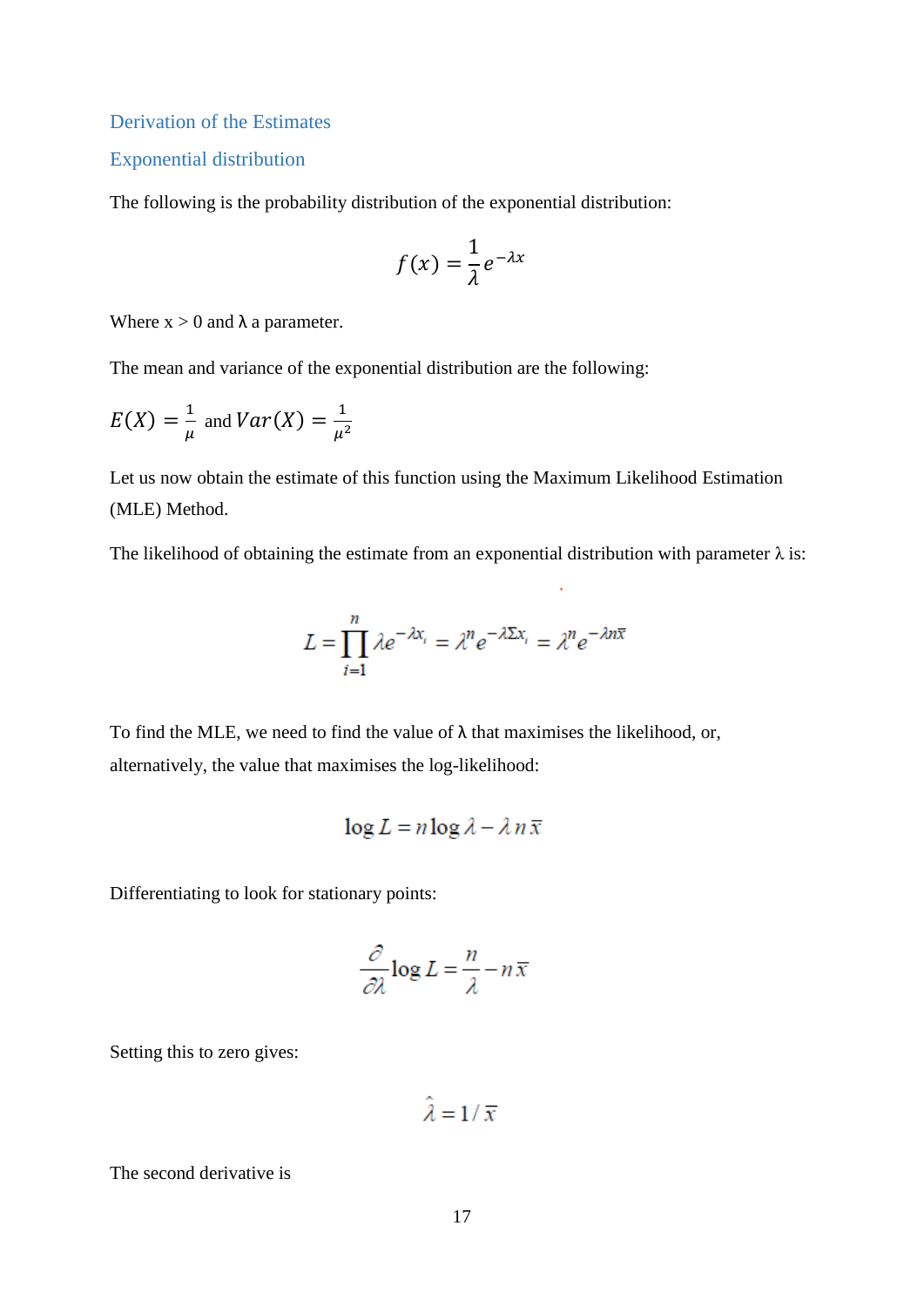## Derivation of the Estimates

### Exponential distribution

The following is the probability distribution of the exponential distribution:

$$f(x) = \frac{1}{\lambda} e^{-\lambda x}$$

Where x > 0 and λ a parameter.

The mean and variance of the exponential distribution are the following:

$E(X) = \frac{1}{\mu}$ and $Var(X) = \frac{1}{\mu^2}$

Let us now obtain the estimate of this function using the Maximum Likelihood Estimation (MLE) Method.

The likelihood of obtaining the estimate from an exponential distribution with parameter λ is:

$$L = \prod_{i=1}^{n} \lambda e^{-\lambda x_i} = \lambda^n e^{-\lambda \Sigma x_i} = \lambda^n e^{-\lambda n \bar{x}}$$

To find the MLE, we need to find the value of λ that maximises the likelihood, or, alternatively, the value that maximises the log-likelihood:

$$\log L = n \log \lambda - \lambda n \bar{x}$$

Differentiating to look for stationary points:

$$\frac{\partial}{\partial \lambda} \log L = \frac{n}{\lambda} - n\bar{x}$$

Setting this to zero gives:

$$\hat{\lambda} = 1 / \bar{x}$$

The second derivative is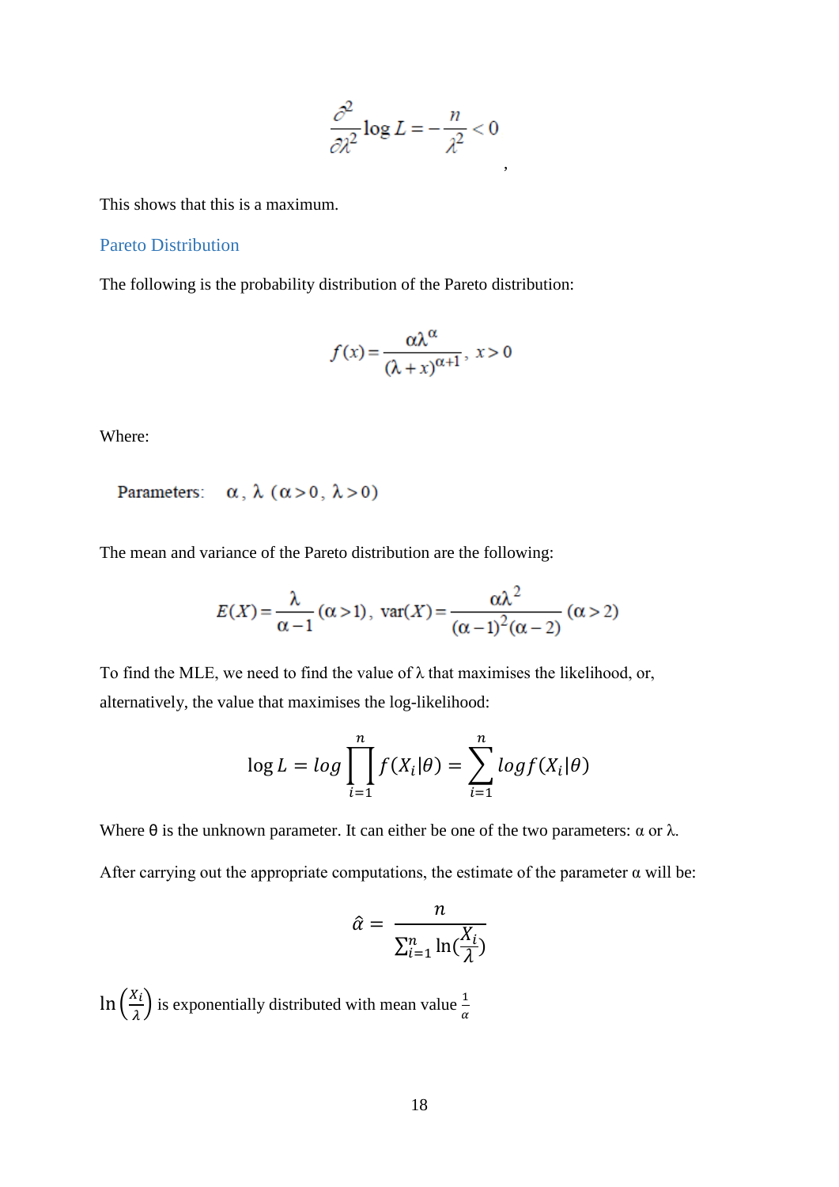$$\frac{\partial^2}{\partial \lambda^2} \log L = -\frac{n}{\lambda^2} < 0$$
,

This shows that this is a maximum.

## Pareto Distribution

The following is the probability distribution of the Pareto distribution:

$$f(x) = \frac{\alpha \lambda^{\alpha}}{(\lambda + x)^{\alpha+1}}, \; x > 0$$

Where:

Parameters: $\alpha, \lambda \; (\alpha > 0, \lambda > 0)$

The mean and variance of the Pareto distribution are the following:

$$E(X) = \frac{\lambda}{\alpha - 1} \; (\alpha > 1), \; \text{var}(X) = \frac{\alpha \lambda^2}{(\alpha - 1)^2 (\alpha - 2)} \; (\alpha > 2)$$

To find the MLE, we need to find the value of λ that maximises the likelihood, or, alternatively, the value that maximises the log-likelihood:

$$\log L = log \prod_{i=1}^{n} f(X_i|\theta) = \sum_{i=1}^{n} log f(X_i|\theta)$$

Where θ is the unknown parameter. It can either be one of the two parameters: α or λ.

After carrying out the appropriate computations, the estimate of the parameter α will be:

$$\hat{\alpha} = \frac{n}{\sum_{i=1}^{n} \ln(\frac{X_i}{\lambda})}$$

$\ln\left(\frac{X_i}{\lambda}\right)$ is exponentially distributed with mean value $\frac{1}{\alpha}$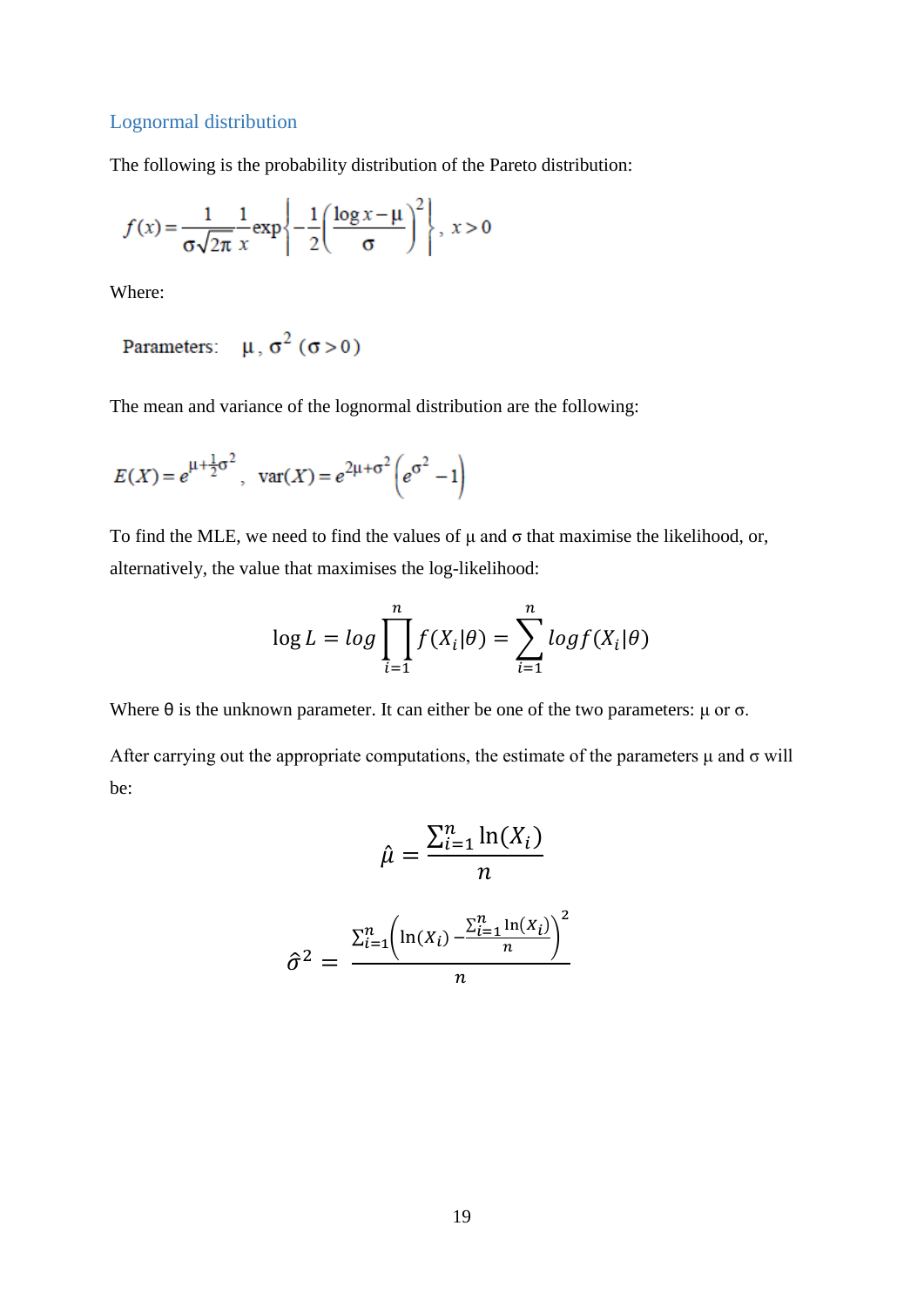## Lognormal distribution

The following is the probability distribution of the Pareto distribution:

$$f(x) = \frac{1}{\sigma\sqrt{2\pi}}\frac{1}{x}\exp\left\{-\frac{1}{2}\left(\frac{\log x - \mu}{\sigma}\right)^2\right\},\ x > 0$$

Where:

$$\text{Parameters:} \quad \mu,\ \sigma^2\ (\sigma > 0)$$

The mean and variance of the lognormal distribution are the following:

$$E(X) = e^{\mu + \frac{1}{2}\sigma^2},\quad \text{var}(X) = e^{2\mu + \sigma^2}\left(e^{\sigma^2} - 1\right)$$

To find the MLE, we need to find the values of μ and σ that maximise the likelihood, or, alternatively, the value that maximises the log-likelihood:

$$\log L = log \prod_{i=1}^{n} f(X_i|\theta) = \sum_{i=1}^{n} log f(X_i|\theta)$$

Where θ is the unknown parameter. It can either be one of the two parameters: μ or σ.

After carrying out the appropriate computations, the estimate of the parameters μ and σ will be:

$$\hat{\mu} = \frac{\sum_{i=1}^{n} \ln(X_i)}{n}$$

$$\hat{\sigma}^2 = \frac{\sum_{i=1}^{n}\left(\ln(X_i) - \frac{\sum_{i=1}^{n} \ln(X_i)}{n}\right)^2}{n}$$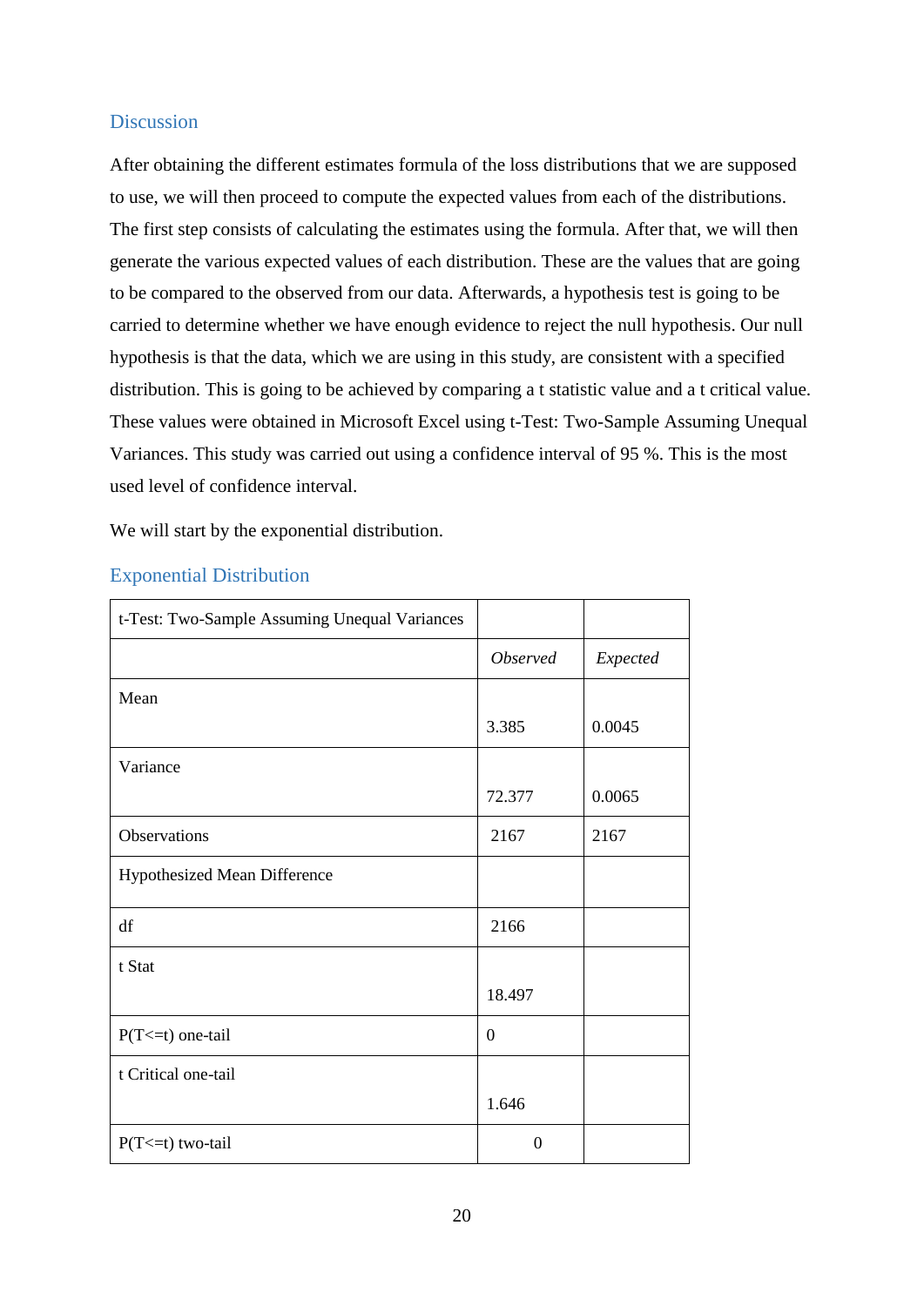## Discussion

After obtaining the different estimates formula of the loss distributions that we are supposed to use, we will then proceed to compute the expected values from each of the distributions. The first step consists of calculating the estimates using the formula. After that, we will then generate the various expected values of each distribution. These are the values that are going to be compared to the observed from our data. Afterwards, a hypothesis test is going to be carried to determine whether we have enough evidence to reject the null hypothesis. Our null hypothesis is that the data, which we are using in this study, are consistent with a specified distribution. This is going to be achieved by comparing a t statistic value and a t critical value. These values were obtained in Microsoft Excel using t-Test: Two-Sample Assuming Unequal Variances. This study was carried out using a confidence interval of 95 %. This is the most used level of confidence interval.

We will start by the exponential distribution.

## Exponential Distribution

| t-Test: Two-Sample Assuming Unequal Variances | | |
|---|---|---|
| | *Observed* | *Expected* |
| Mean | 3.385 | 0.0045 |
| Variance | 72.377 | 0.0065 |
| Observations | 2167 | 2167 |
| Hypothesized Mean Difference | | |
| df | 2166 | |
| t Stat | 18.497 | |
| P(T<=t) one-tail | 0 | |
| t Critical one-tail | 1.646 | |
| P(T<=t) two-tail | 0 | |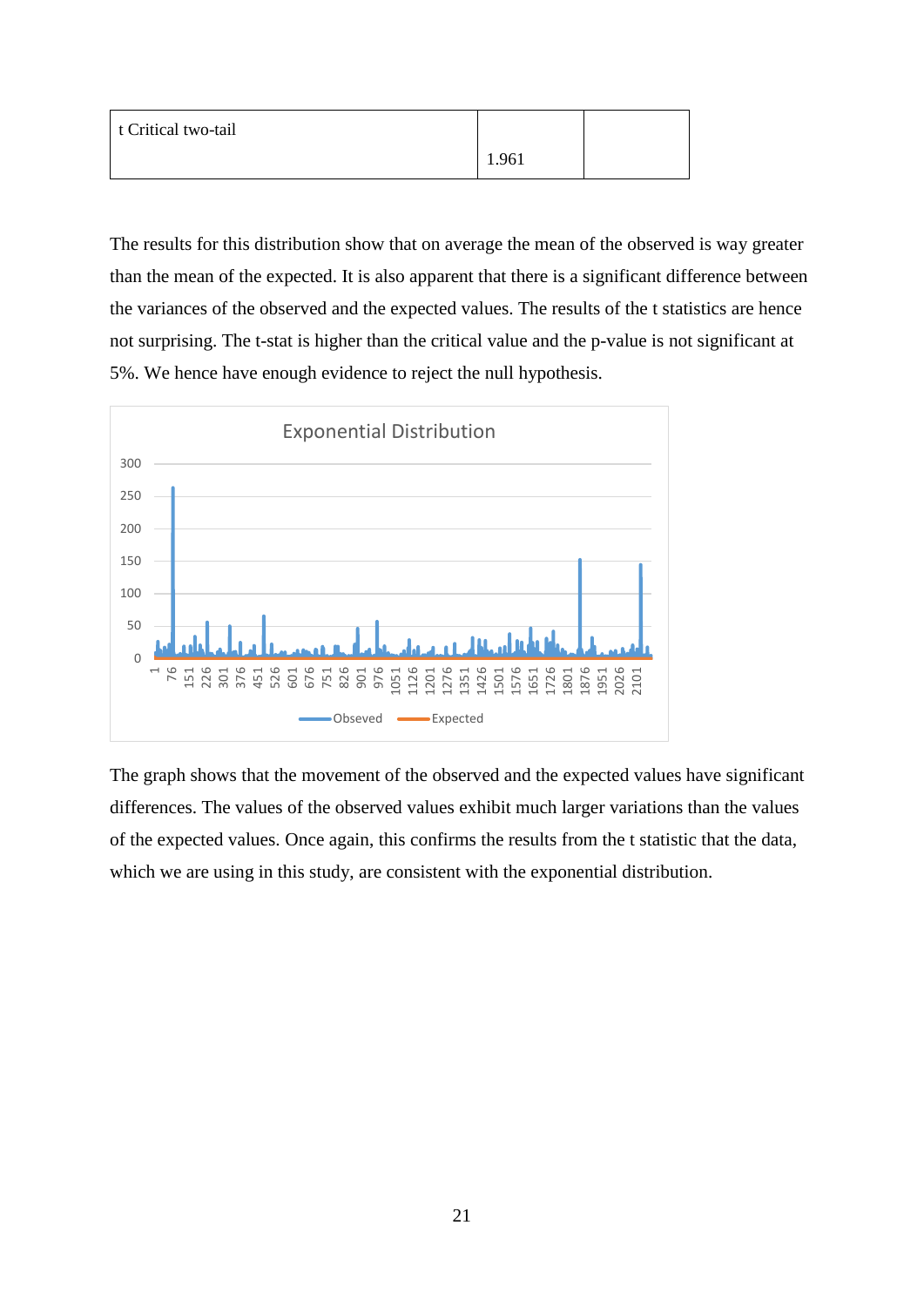| t Critical two-tail | 1.961 | |
|---|---|---|

The results for this distribution show that on average the mean of the observed is way greater than the mean of the expected. It is also apparent that there is a significant difference between the variances of the observed and the expected values. The results of the t statistics are hence not surprising. The t-stat is higher than the critical value and the p-value is not significant at 5%. We hence have enough evidence to reject the null hypothesis.

The graph shows that the movement of the observed and the expected values have significant differences. The values of the observed values exhibit much larger variations than the values of the expected values. Once again, this confirms the results from the t statistic that the data, which we are using in this study, are consistent with the exponential distribution.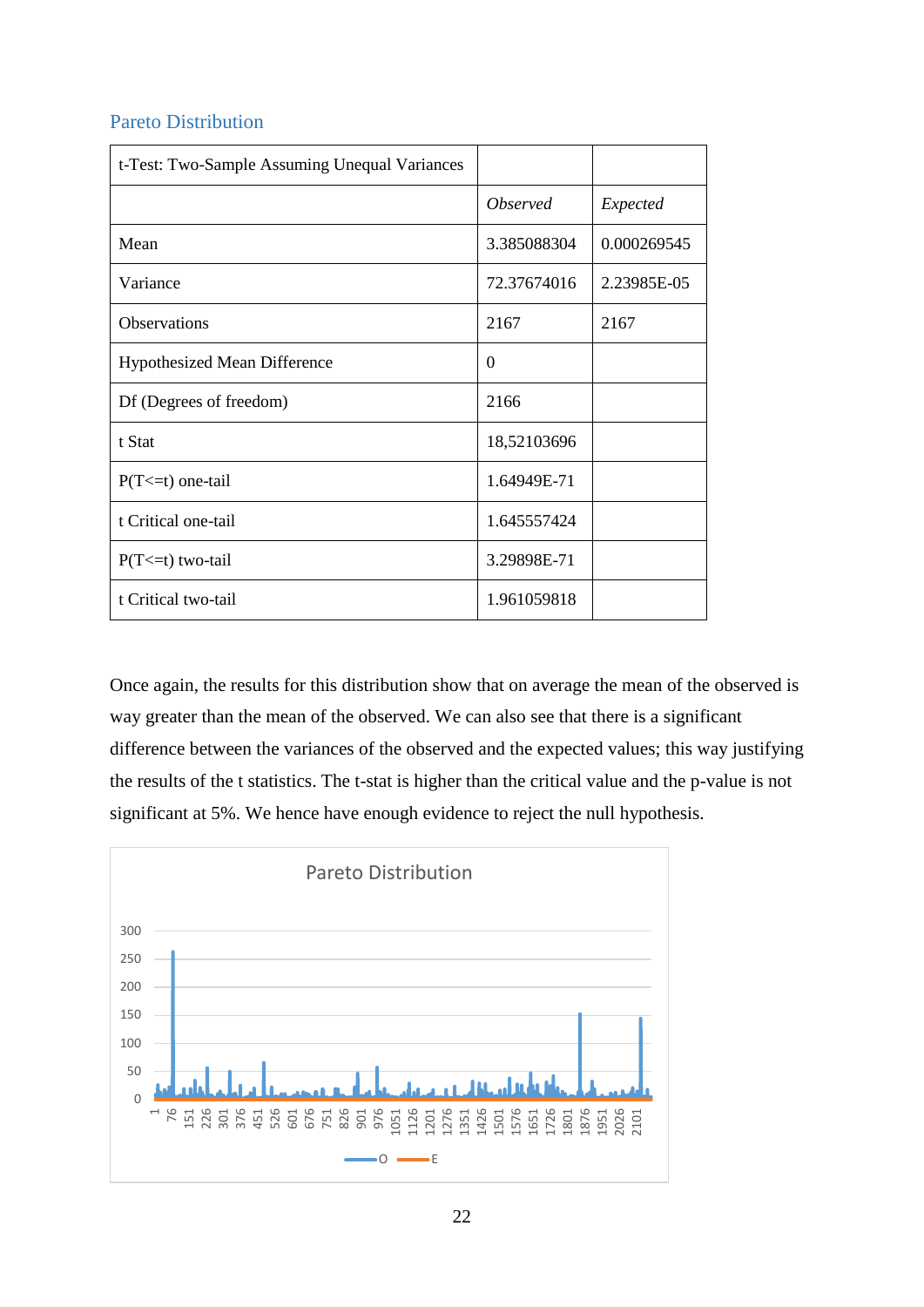## Pareto Distribution

| t-Test: Two-Sample Assuming Unequal Variances | | |
|---|---|---|
| | *Observed* | *Expected* |
| Mean | 3.385088304 | 0.000269545 |
| Variance | 72.37674016 | 2.23985E-05 |
| Observations | 2167 | 2167 |
| Hypothesized Mean Difference | 0 | |
| Df (Degrees of freedom) | 2166 | |
| t Stat | 18,52103696 | |
| P(T<=t) one-tail | 1.64949E-71 | |
| t Critical one-tail | 1.645557424 | |
| P(T<=t) two-tail | 3.29898E-71 | |
| t Critical two-tail | 1.961059818 | |

Once again, the results for this distribution show that on average the mean of the observed is way greater than the mean of the observed. We can also see that there is a significant difference between the variances of the observed and the expected values; this way justifying the results of the t statistics. The t-stat is higher than the critical value and the p-value is not significant at 5%. We hence have enough evidence to reject the null hypothesis.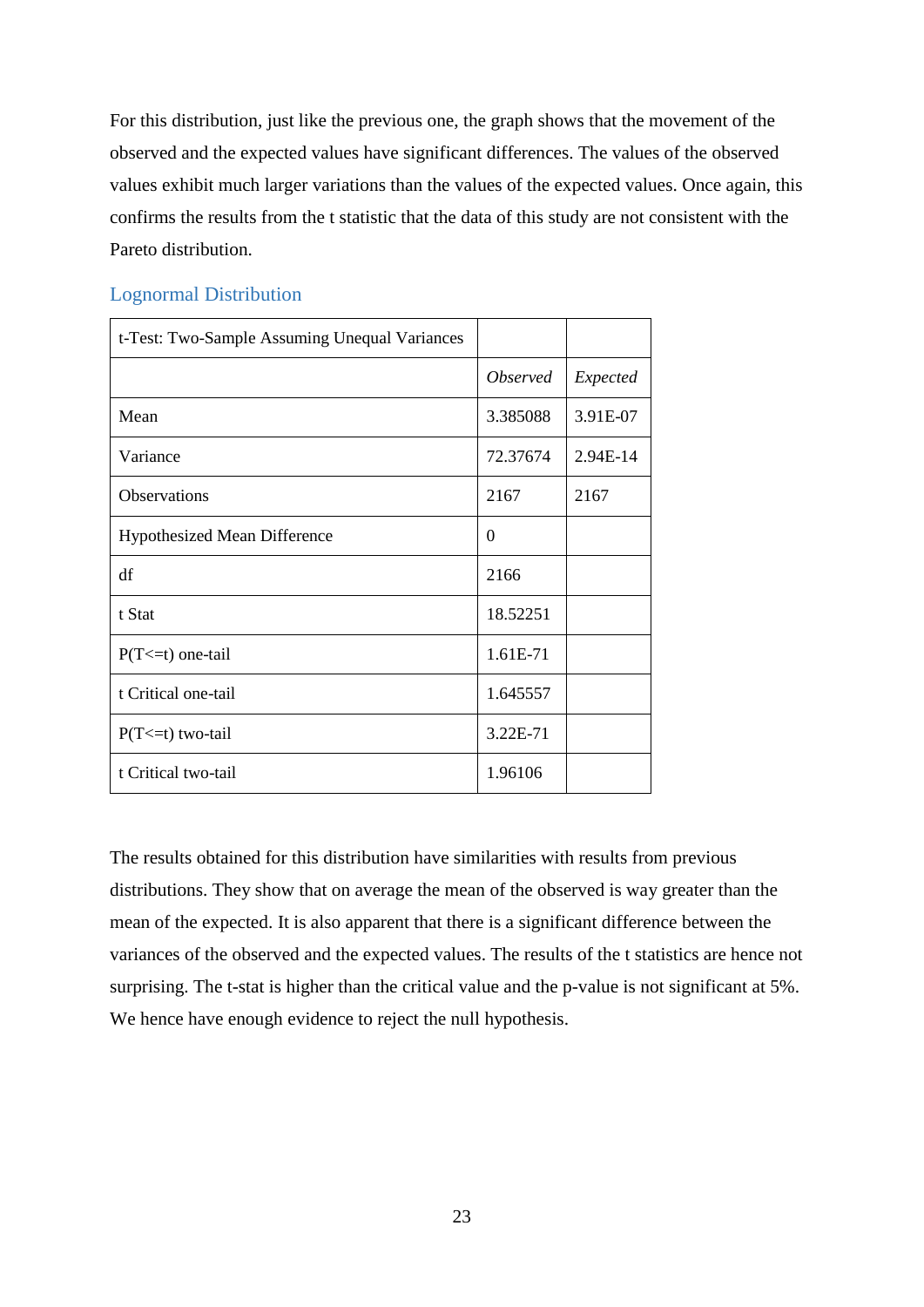For this distribution, just like the previous one, the graph shows that the movement of the observed and the expected values have significant differences. The values of the observed values exhibit much larger variations than the values of the expected values. Once again, this confirms the results from the t statistic that the data of this study are not consistent with the Pareto distribution.

## Lognormal Distribution

| t-Test: Two-Sample Assuming Unequal Variances | | |
|---|---|---|
| | *Observed* | *Expected* |
| Mean | 3.385088 | 3.91E-07 |
| Variance | 72.37674 | 2.94E-14 |
| Observations | 2167 | 2167 |
| Hypothesized Mean Difference | 0 | |
| df | 2166 | |
| t Stat | 18.52251 | |
| P(T<=t) one-tail | 1.61E-71 | |
| t Critical one-tail | 1.645557 | |
| P(T<=t) two-tail | 3.22E-71 | |
| t Critical two-tail | 1.96106 | |

The results obtained for this distribution have similarities with results from previous distributions. They show that on average the mean of the observed is way greater than the mean of the expected. It is also apparent that there is a significant difference between the variances of the observed and the expected values. The results of the t statistics are hence not surprising. The t-stat is higher than the critical value and the p-value is not significant at 5%. We hence have enough evidence to reject the null hypothesis.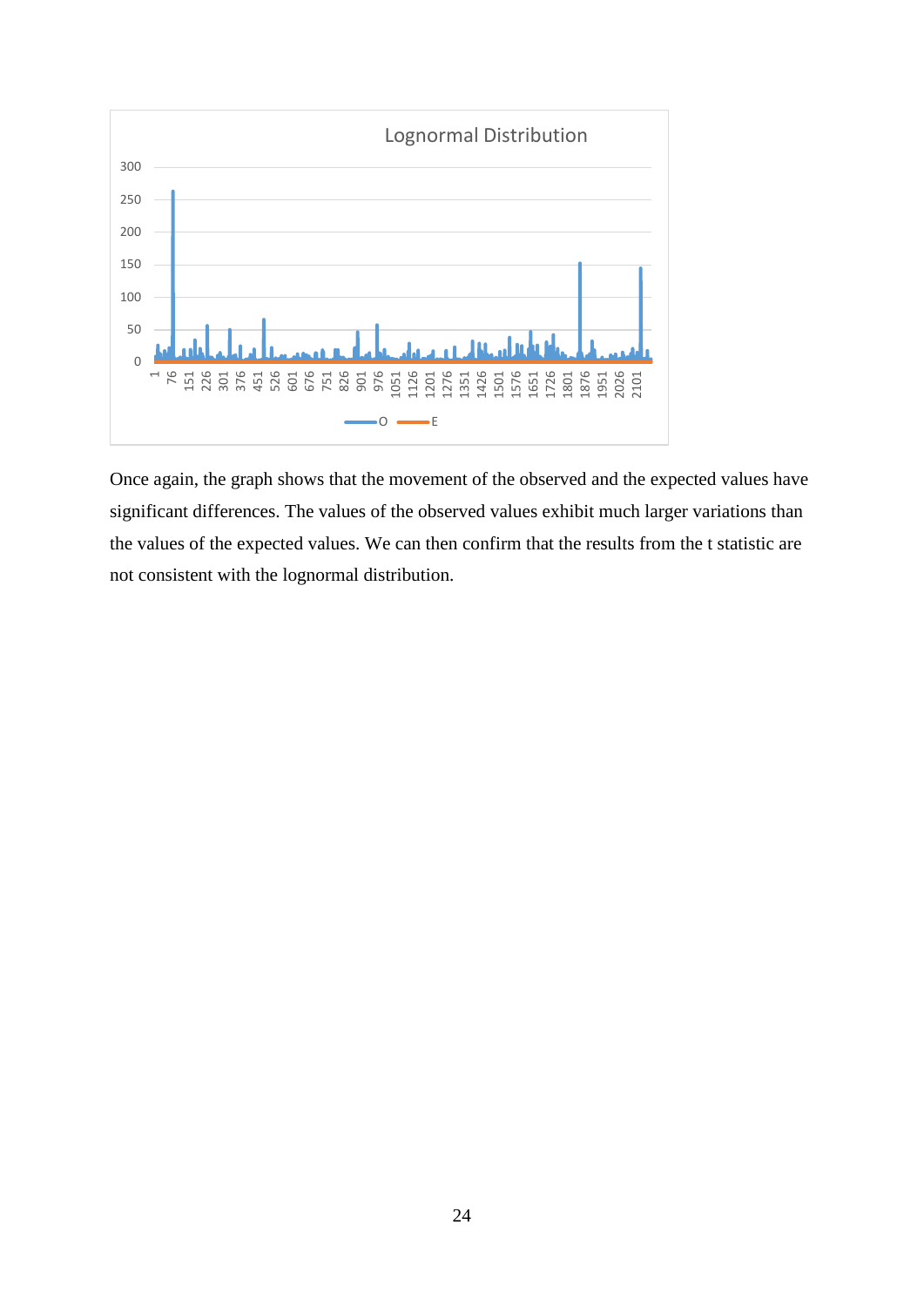Once again, the graph shows that the movement of the observed and the expected values have significant differences. The values of the observed values exhibit much larger variations than the values of the expected values. We can then confirm that the results from the t statistic are not consistent with the lognormal distribution.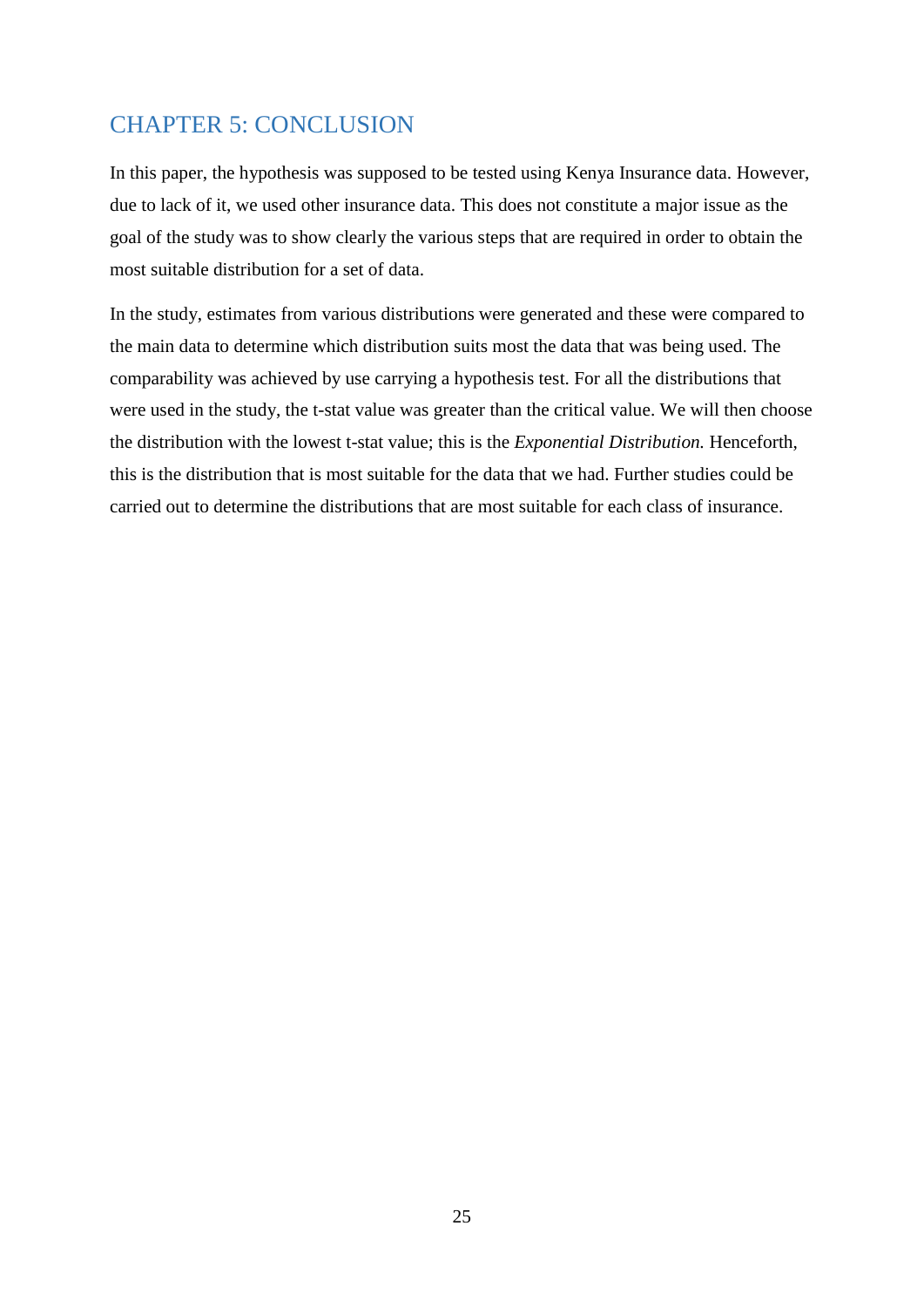# CHAPTER 5: CONCLUSION

In this paper, the hypothesis was supposed to be tested using Kenya Insurance data. However, due to lack of it, we used other insurance data. This does not constitute a major issue as the goal of the study was to show clearly the various steps that are required in order to obtain the most suitable distribution for a set of data.

In the study, estimates from various distributions were generated and these were compared to the main data to determine which distribution suits most the data that was being used. The comparability was achieved by use carrying a hypothesis test. For all the distributions that were used in the study, the t-stat value was greater than the critical value. We will then choose the distribution with the lowest t-stat value; this is the *Exponential Distribution.* Henceforth, this is the distribution that is most suitable for the data that we had. Further studies could be carried out to determine the distributions that are most suitable for each class of insurance.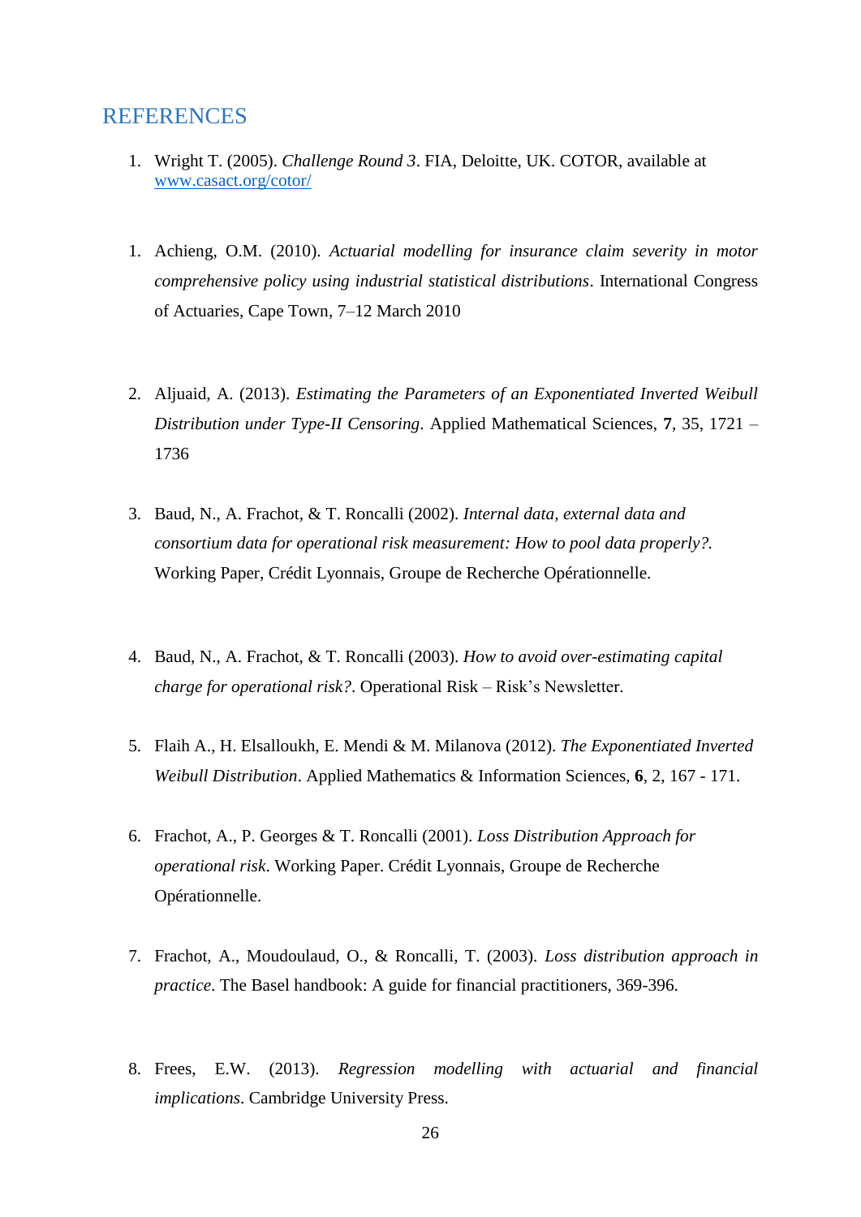## REFERENCES

1. Wright T. (2005). *Challenge Round 3*. FIA, Deloitte, UK. COTOR, available at [www.casact.org/cotor/](www.casact.org/cotor/)

1. Achieng, O.M. (2010). *Actuarial modelling for insurance claim severity in motor comprehensive policy using industrial statistical distributions*. International Congress of Actuaries, Cape Town, 7–12 March 2010

2. Aljuaid, A. (2013). *Estimating the Parameters of an Exponentiated Inverted Weibull Distribution under Type-II Censoring*. Applied Mathematical Sciences, **7**, 35, 1721 – 1736

3. Baud, N., A. Frachot, & T. Roncalli (2002). *Internal data, external data and consortium data for operational risk measurement: How to pool data properly?.* Working Paper, Crédit Lyonnais, Groupe de Recherche Opérationnelle.

4. Baud, N., A. Frachot, & T. Roncalli (2003). *How to avoid over-estimating capital charge for operational risk?.* Operational Risk – Risk's Newsletter.

5. Flaih A., H. Elsalloukh, E. Mendi & M. Milanova (2012). *The Exponentiated Inverted Weibull Distribution*. Applied Mathematics & Information Sciences, **6**, 2, 167 - 171.

6. Frachot, A., P. Georges & T. Roncalli (2001). *Loss Distribution Approach for operational risk*. Working Paper. Crédit Lyonnais, Groupe de Recherche Opérationnelle.

7. Frachot, A., Moudoulaud, O., & Roncalli, T. (2003). *Loss distribution approach in practice*. The Basel handbook: A guide for financial practitioners, 369-396.

8. Frees, E.W. (2013). *Regression modelling with actuarial and financial implications*. Cambridge University Press.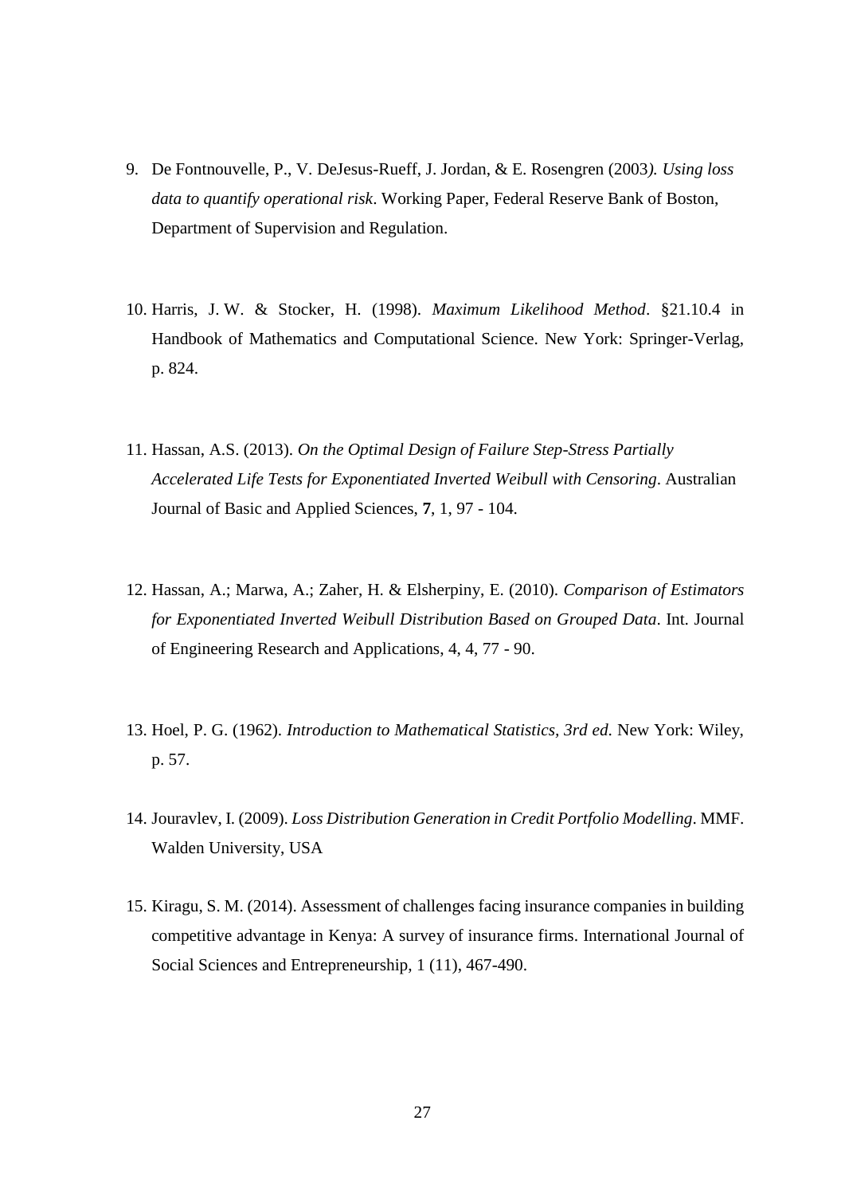9. De Fontnouvelle, P., V. DeJesus-Rueff, J. Jordan, & E. Rosengren (2003*). Using loss data to quantify operational risk*. Working Paper, Federal Reserve Bank of Boston, Department of Supervision and Regulation.

10. Harris, J. W. & Stocker, H. (1998). *Maximum Likelihood Method*. §21.10.4 in Handbook of Mathematics and Computational Science. New York: Springer-Verlag, p. 824.

11. Hassan, A.S. (2013). *On the Optimal Design of Failure Step-Stress Partially Accelerated Life Tests for Exponentiated Inverted Weibull with Censoring*. Australian Journal of Basic and Applied Sciences, **7**, 1, 97 - 104.

12. Hassan, A.; Marwa, A.; Zaher, H. & Elsherpiny, E. (2010). *Comparison of Estimators for Exponentiated Inverted Weibull Distribution Based on Grouped Data*. Int. Journal of Engineering Research and Applications, 4, 4, 77 - 90.

13. Hoel, P. G. (1962). *Introduction to Mathematical Statistics, 3rd ed.* New York: Wiley, p. 57.

14. Jouravlev, I. (2009). *Loss Distribution Generation in Credit Portfolio Modelling*. MMF. Walden University, USA

15. Kiragu, S. M. (2014). Assessment of challenges facing insurance companies in building competitive advantage in Kenya: A survey of insurance firms. International Journal of Social Sciences and Entrepreneurship, 1 (11), 467-490.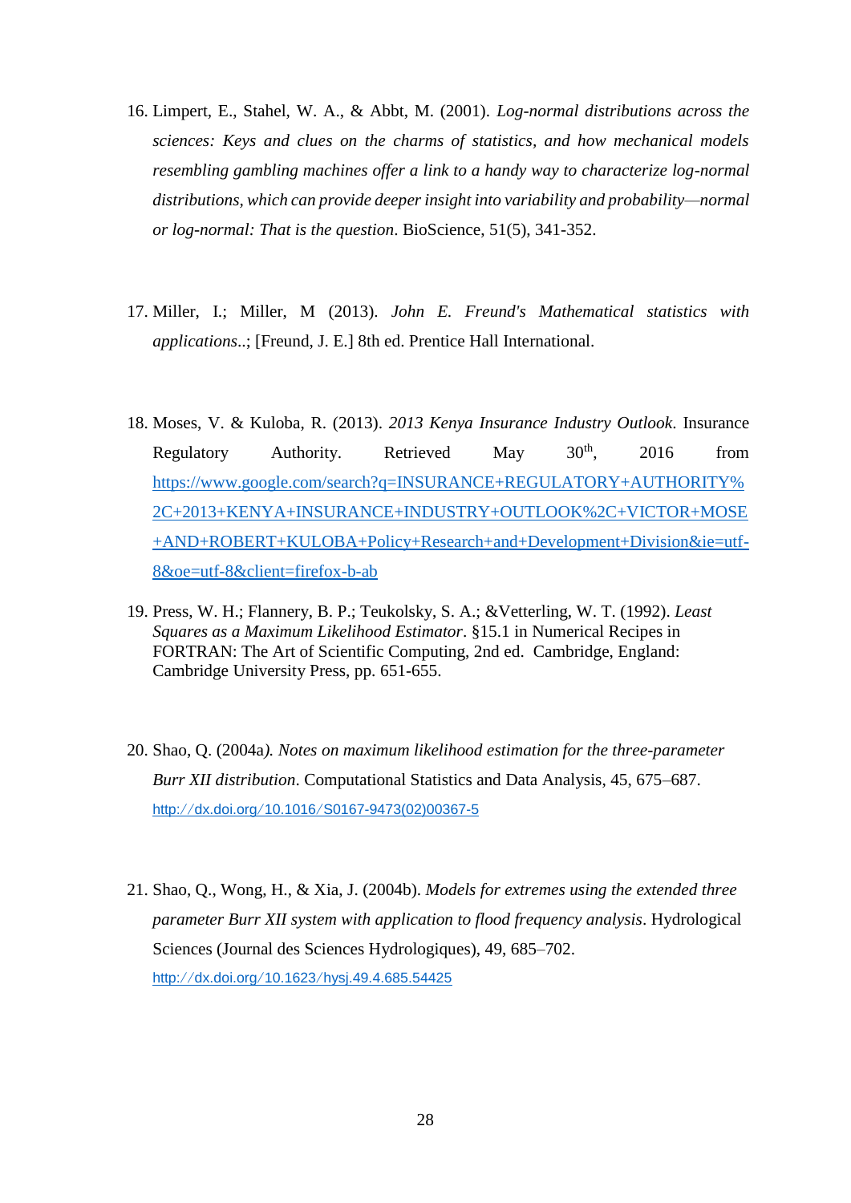16. Limpert, E., Stahel, W. A., & Abbt, M. (2001). *Log-normal distributions across the sciences: Keys and clues on the charms of statistics, and how mechanical models resembling gambling machines offer a link to a handy way to characterize log-normal distributions, which can provide deeper insight into variability and probability—normal or log-normal: That is the question*. BioScience, 51(5), 341-352.

17. Miller, I.; Miller, M (2013). *John E. Freund's Mathematical statistics with applications*..; [Freund, J. E.] 8th ed. Prentice Hall International.

18. Moses, V. & Kuloba, R. (2013). *2013 Kenya Insurance Industry Outlook*. Insurance Regulatory Authority. Retrieved May 30th, 2016 from https://www.google.com/search?q=INSURANCE+REGULATORY+AUTHORITY%2C+2013+KENYA+INSURANCE+INDUSTRY+OUTLOOK%2C+VICTOR+MOSE+AND+ROBERT+KULOBA+Policy+Research+and+Development+Division&ie=utf-8&oe=utf-8&client=firefox-b-ab

19. Press, W. H.; Flannery, B. P.; Teukolsky, S. A.; &Vetterling, W. T. (1992). *Least Squares as a Maximum Likelihood Estimator*. §15.1 in Numerical Recipes in FORTRAN: The Art of Scientific Computing, 2nd ed. Cambridge, England: Cambridge University Press, pp. 651-655.

20. Shao, Q. (2004a*). Notes on maximum likelihood estimation for the three-parameter Burr XII distribution*. Computational Statistics and Data Analysis, 45, 675–687. http://dx.doi.org/10.1016/S0167-9473(02)00367-5

21. Shao, Q., Wong, H., & Xia, J. (2004b). *Models for extremes using the extended three parameter Burr XII system with application to flood frequency analysis*. Hydrological Sciences (Journal des Sciences Hydrologiques), 49, 685–702. http://dx.doi.org/10.1623/hysj.49.4.685.54425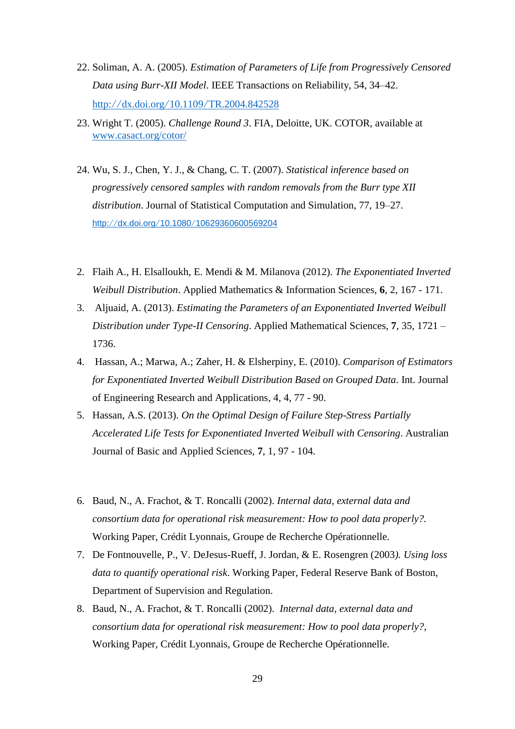22. Soliman, A. A. (2005). *Estimation of Parameters of Life from Progressively Censored Data using Burr-XII Model*. IEEE Transactions on Reliability, 54, 34–42. http://dx.doi.org/10.1109/TR.2004.842528

23. Wright T. (2005). *Challenge Round 3*. FIA, Deloitte, UK. COTOR, available at www.casact.org/cotor/

24. Wu, S. J., Chen, Y. J., & Chang, C. T. (2007). *Statistical inference based on progressively censored samples with random removals from the Burr type XII distribution*. Journal of Statistical Computation and Simulation, 77, 19–27. http://dx.doi.org/10.1080/10629360600569204

2. Flaih A., H. Elsalloukh, E. Mendi & M. Milanova (2012). *The Exponentiated Inverted Weibull Distribution*. Applied Mathematics & Information Sciences, **6**, 2, 167 - 171.

3. Aljuaid, A. (2013). *Estimating the Parameters of an Exponentiated Inverted Weibull Distribution under Type-II Censoring*. Applied Mathematical Sciences, **7**, 35, 1721 – 1736.

4. Hassan, A.; Marwa, A.; Zaher, H. & Elsherpiny, E. (2010). *Comparison of Estimators for Exponentiated Inverted Weibull Distribution Based on Grouped Data*. Int. Journal of Engineering Research and Applications, 4, 4, 77 - 90.

5. Hassan, A.S. (2013). *On the Optimal Design of Failure Step-Stress Partially Accelerated Life Tests for Exponentiated Inverted Weibull with Censoring*. Australian Journal of Basic and Applied Sciences, **7**, 1, 97 - 104.

6. Baud, N., A. Frachot, & T. Roncalli (2002). *Internal data, external data and consortium data for operational risk measurement: How to pool data properly?*. Working Paper, Crédit Lyonnais, Groupe de Recherche Opérationnelle.

7. De Fontnouvelle, P., V. DeJesus-Rueff, J. Jordan, & E. Rosengren (2003). *Using loss data to quantify operational risk*. Working Paper, Federal Reserve Bank of Boston, Department of Supervision and Regulation.

8. Baud, N., A. Frachot, & T. Roncalli (2002). *Internal data, external data and consortium data for operational risk measurement: How to pool data properly?*, Working Paper, Crédit Lyonnais, Groupe de Recherche Opérationnelle.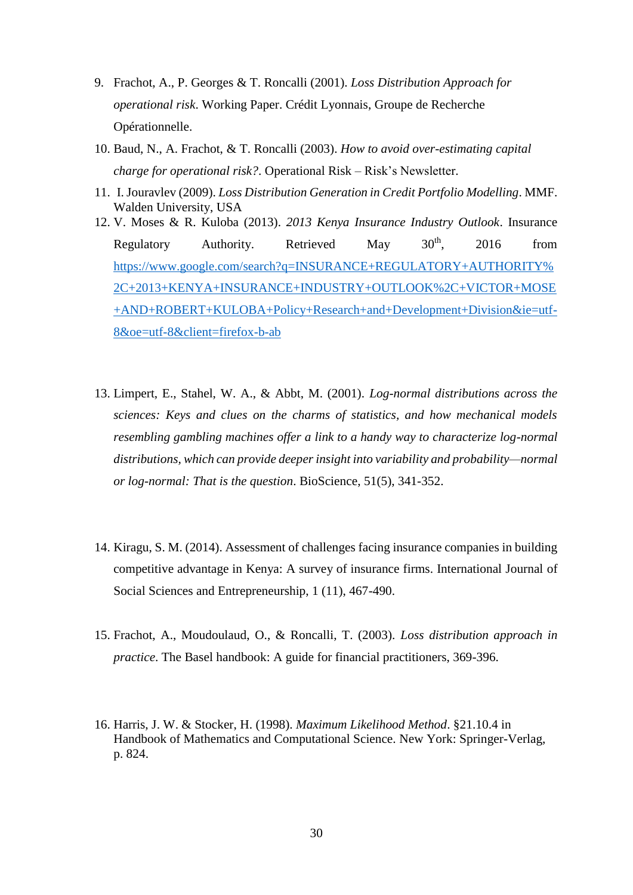9. Frachot, A., P. Georges & T. Roncalli (2001). *Loss Distribution Approach for operational risk*. Working Paper. Crédit Lyonnais, Groupe de Recherche Opérationnelle.
10. Baud, N., A. Frachot, & T. Roncalli (2003). *How to avoid over-estimating capital charge for operational risk?*. Operational Risk – Risk's Newsletter.
11. I. Jouravlev (2009). *Loss Distribution Generation in Credit Portfolio Modelling*. MMF. Walden University, USA
12. V. Moses & R. Kuloba (2013). *2013 Kenya Insurance Industry Outlook*. Insurance Regulatory Authority. Retrieved May 30th, 2016 from https://www.google.com/search?q=INSURANCE+REGULATORY+AUTHORITY%2C+2013+KENYA+INSURANCE+INDUSTRY+OUTLOOK%2C+VICTOR+MOSE+AND+ROBERT+KULOBA+Policy+Research+and+Development+Division&ie=utf-8&oe=utf-8&client=firefox-b-ab
13. Limpert, E., Stahel, W. A., & Abbt, M. (2001). *Log-normal distributions across the sciences: Keys and clues on the charms of statistics, and how mechanical models resembling gambling machines offer a link to a handy way to characterize log-normal distributions, which can provide deeper insight into variability and probability—normal or log-normal: That is the question*. BioScience, 51(5), 341-352.
14. Kiragu, S. M. (2014). Assessment of challenges facing insurance companies in building competitive advantage in Kenya: A survey of insurance firms. International Journal of Social Sciences and Entrepreneurship, 1 (11), 467-490.
15. Frachot, A., Moudoulaud, O., & Roncalli, T. (2003). *Loss distribution approach in practice*. The Basel handbook: A guide for financial practitioners, 369-396.
16. Harris, J. W. & Stocker, H. (1998). *Maximum Likelihood Method*. §21.10.4 in Handbook of Mathematics and Computational Science. New York: Springer-Verlag, p. 824.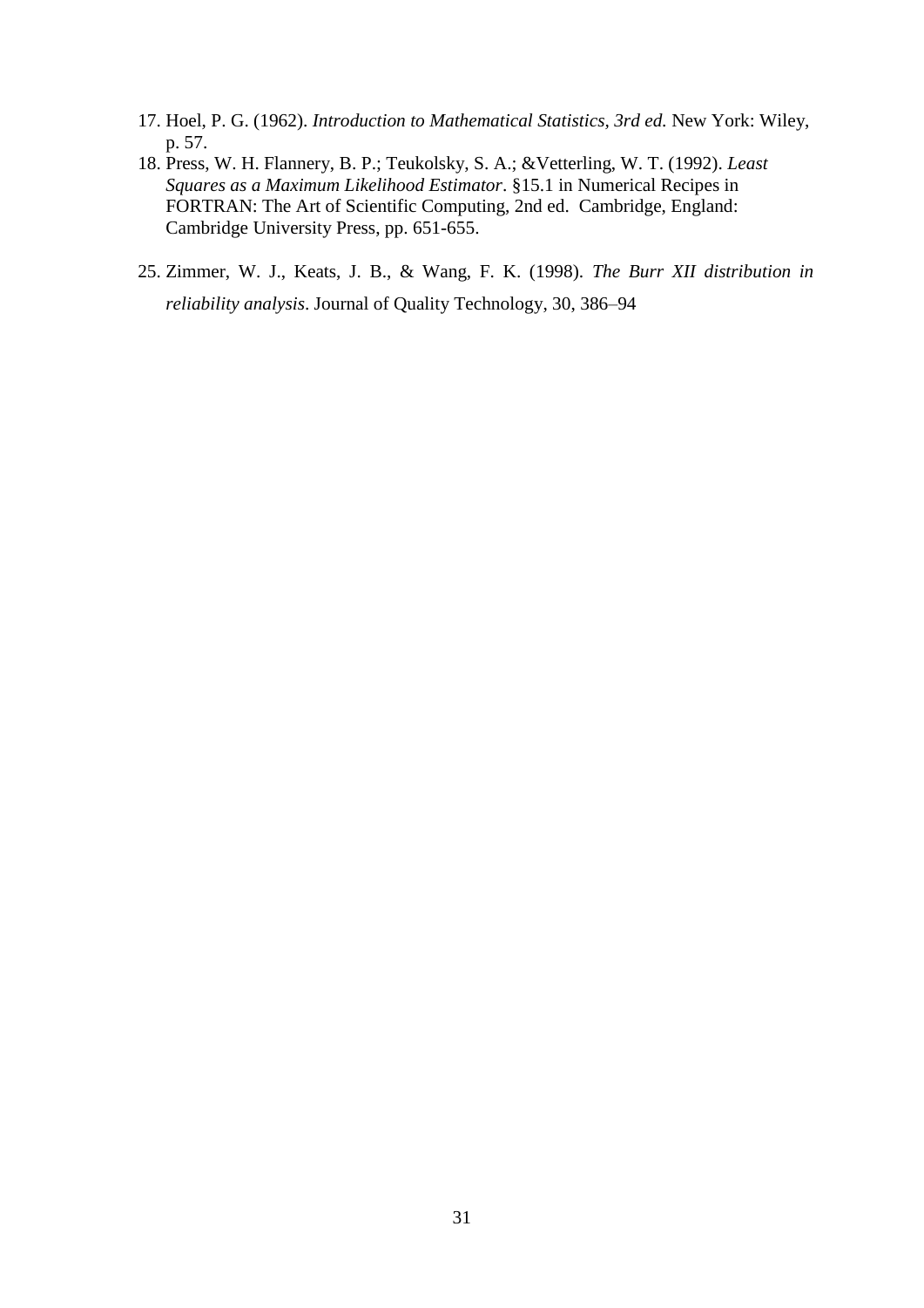17. Hoel, P. G. (1962). *Introduction to Mathematical Statistics, 3rd ed.* New York: Wiley, p. 57.
18. Press, W. H. Flannery, B. P.; Teukolsky, S. A.; &Vetterling, W. T. (1992). *Least Squares as a Maximum Likelihood Estimator*. §15.1 in Numerical Recipes in FORTRAN: The Art of Scientific Computing, 2nd ed. Cambridge, England: Cambridge University Press, pp. 651-655.

25. Zimmer, W. J., Keats, J. B., & Wang, F. K. (1998). *The Burr XII distribution in reliability analysis*. Journal of Quality Technology, 30, 386–94